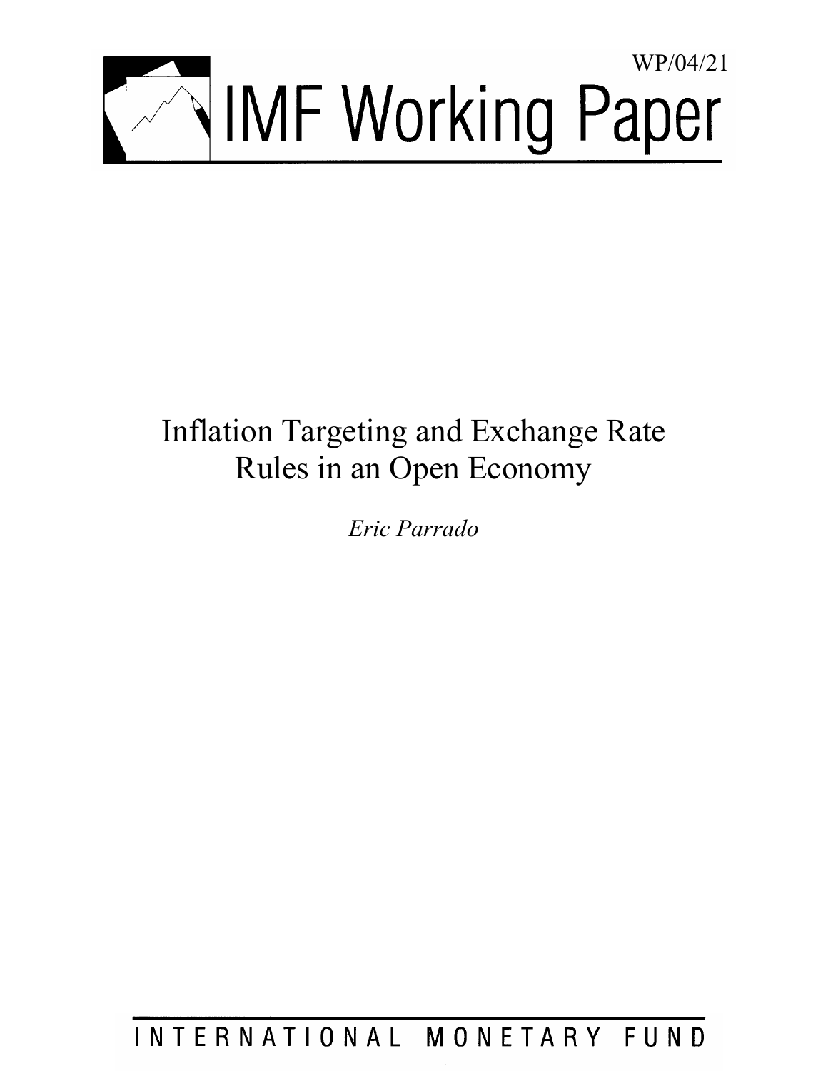WP/04/21

# IMF Working Paper

# Inflation Targeting and Exchange Rate Rules in an Open Economy

*Eric Parrado*

INTERNATIONAL MONETARY FUND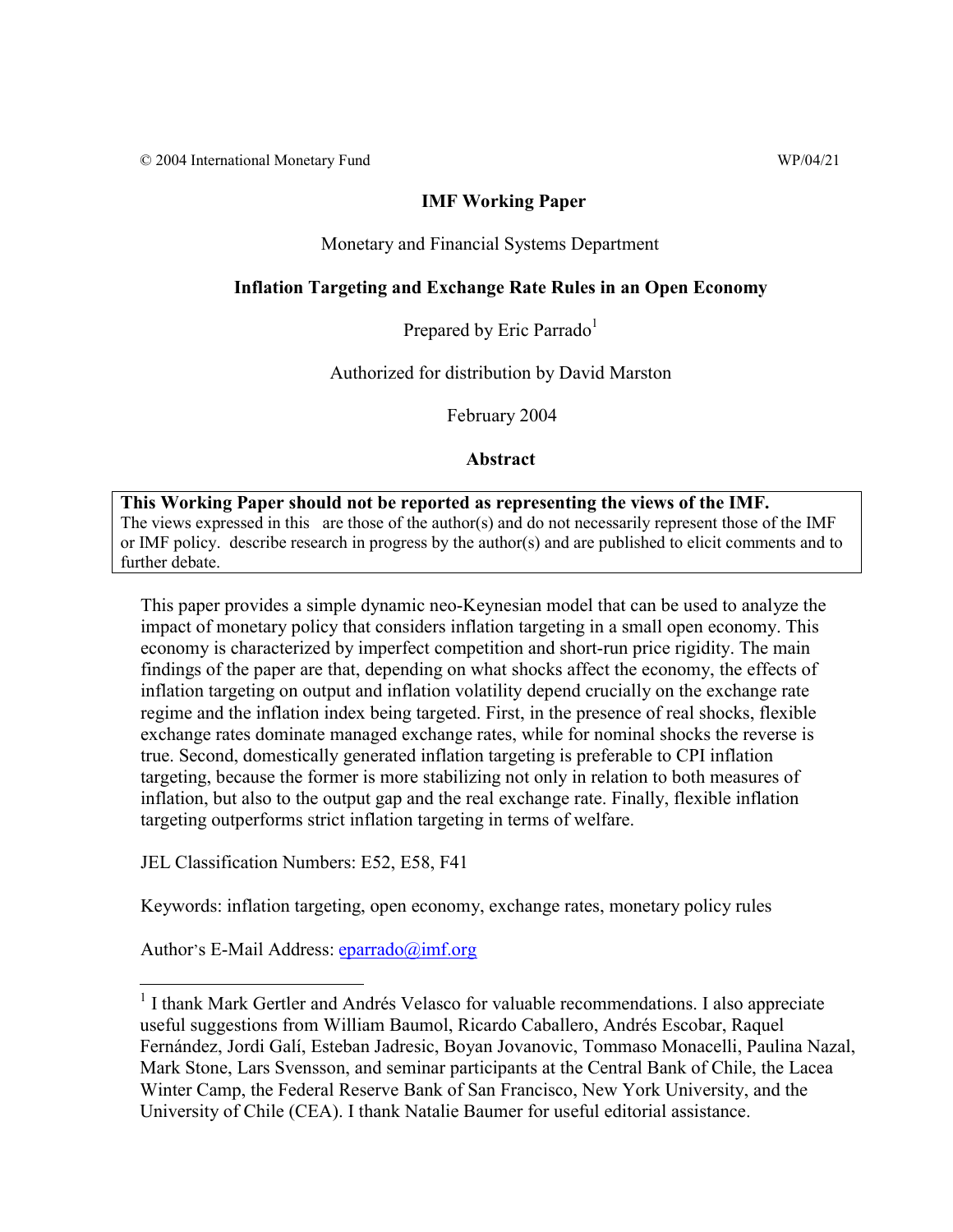© 2004 International Monetary Fund WP/04/21

**IMF Working Paper**

Monetary and Financial Systems Department

**Inflation Targeting and Exchange Rate Rules in an Open Economy**

Prepared by Eric Parrado[1]

Authorized for distribution by David Marston

February 2004

**Abstract**

> **This Working Paper should not be reported as representing the views of the IMF.**
> The views expressed in this are those of the author(s) and do not necessarily represent those of the IMF or IMF policy. describe research in progress by the author(s) and are published to elicit comments and to further debate.

This paper provides a simple dynamic neo-Keynesian model that can be used to analyze the impact of monetary policy that considers inflation targeting in a small open economy. This economy is characterized by imperfect competition and short-run price rigidity. The main findings of the paper are that, depending on what shocks affect the economy, the effects of inflation targeting on output and inflation volatility depend crucially on the exchange rate regime and the inflation index being targeted. First, in the presence of real shocks, flexible exchange rates dominate managed exchange rates, while for nominal shocks the reverse is true. Second, domestically generated inflation targeting is preferable to CPI inflation targeting, because the former is more stabilizing not only in relation to both measures of inflation, but also to the output gap and the real exchange rate. Finally, flexible inflation targeting outperforms strict inflation targeting in terms of welfare.

JEL Classification Numbers: E52, E58, F41

Keywords: inflation targeting, open economy, exchange rates, monetary policy rules

Author's E-Mail Address: eparrado@imf.org

---

[1] I thank Mark Gertler and Andrés Velasco for valuable recommendations. I also appreciate useful suggestions from William Baumol, Ricardo Caballero, Andrés Escobar, Raquel Fernández, Jordi Galí, Esteban Jadresic, Boyan Jovanovic, Tommaso Monacelli, Paulina Nazal, Mark Stone, Lars Svensson, and seminar participants at the Central Bank of Chile, the Lacea Winter Camp, the Federal Reserve Bank of San Francisco, New York University, and the University of Chile (CEA). I thank Natalie Baumer for useful editorial assistance.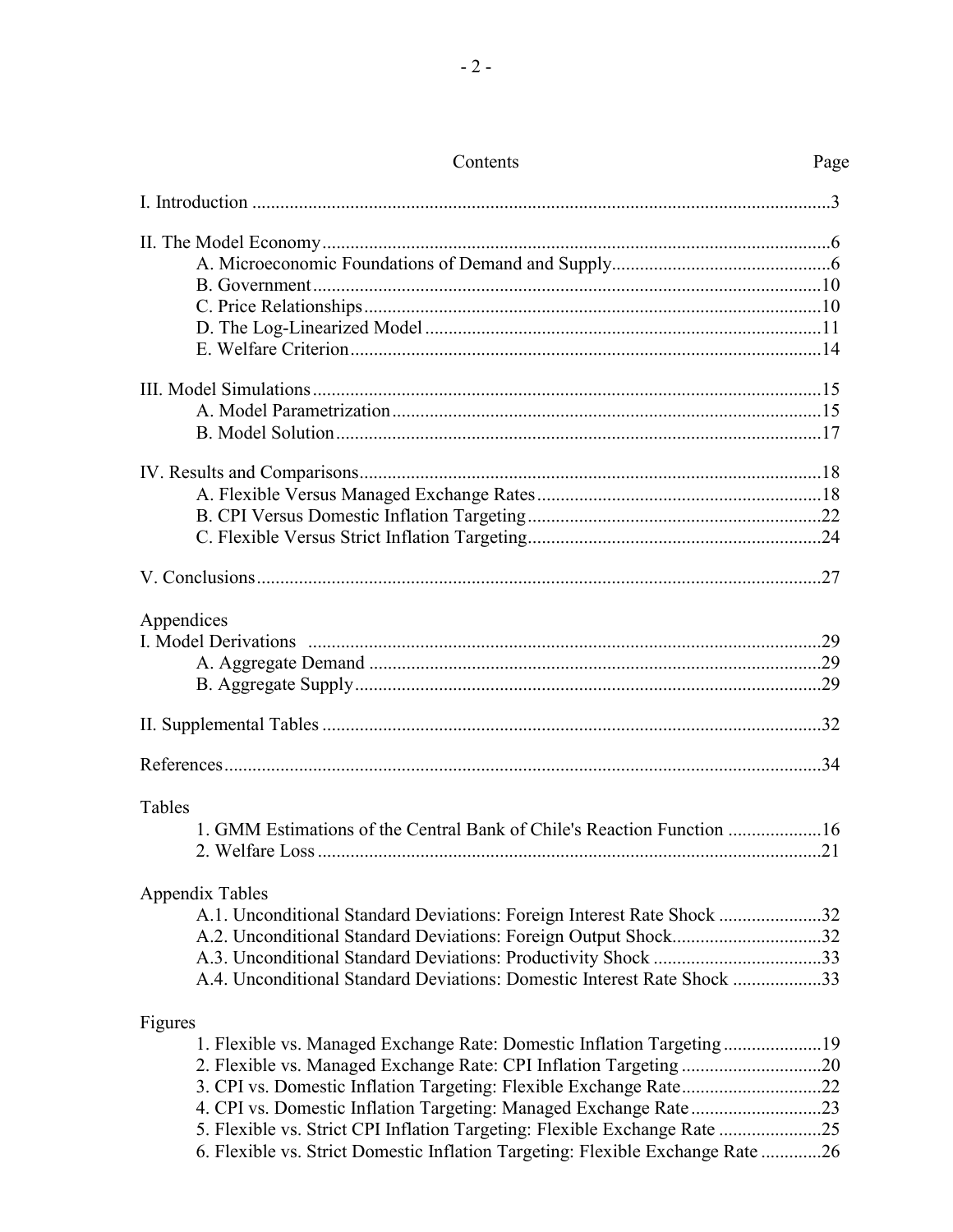## Contents

| | Page |
|---|---|
| I. Introduction | 3 |
| II. The Model Economy | 6 |
| A. Microeconomic Foundations of Demand and Supply | 6 |
| B. Government | 10 |
| C. Price Relationships | 10 |
| D. The Log-Linearized Model | 11 |
| E. Welfare Criterion | 14 |
| III. Model Simulations | 15 |
| A. Model Parametrization | 15 |
| B. Model Solution | 17 |
| IV. Results and Comparisons | 18 |
| A. Flexible Versus Managed Exchange Rates | 18 |
| B. CPI Versus Domestic Inflation Targeting | 22 |
| C. Flexible Versus Strict Inflation Targeting | 24 |
| V. Conclusions | 27 |
| **Appendices** | |
| I. Model Derivations | 29 |
| A. Aggregate Demand | 29 |
| B. Aggregate Supply | 29 |
| II. Supplemental Tables | 32 |
| References | 34 |
| **Tables** | |
| 1. GMM Estimations of the Central Bank of Chile's Reaction Function | 16 |
| 2. Welfare Loss | 21 |
| **Appendix Tables** | |
| A.1. Unconditional Standard Deviations: Foreign Interest Rate Shock | 32 |
| A.2. Unconditional Standard Deviations: Foreign Output Shock | 32 |
| A.3. Unconditional Standard Deviations: Productivity Shock | 33 |
| A.4. Unconditional Standard Deviations: Domestic Interest Rate Shock | 33 |
| **Figures** | |
| 1. Flexible vs. Managed Exchange Rate: Domestic Inflation Targeting | 19 |
| 2. Flexible vs. Managed Exchange Rate: CPI Inflation Targeting | 20 |
| 3. CPI vs. Domestic Inflation Targeting: Flexible Exchange Rate | 22 |
| 4. CPI vs. Domestic Inflation Targeting: Managed Exchange Rate | 23 |
| 5. Flexible vs. Strict CPI Inflation Targeting: Flexible Exchange Rate | 25 |
| 6. Flexible vs. Strict Domestic Inflation Targeting: Flexible Exchange Rate | 26 |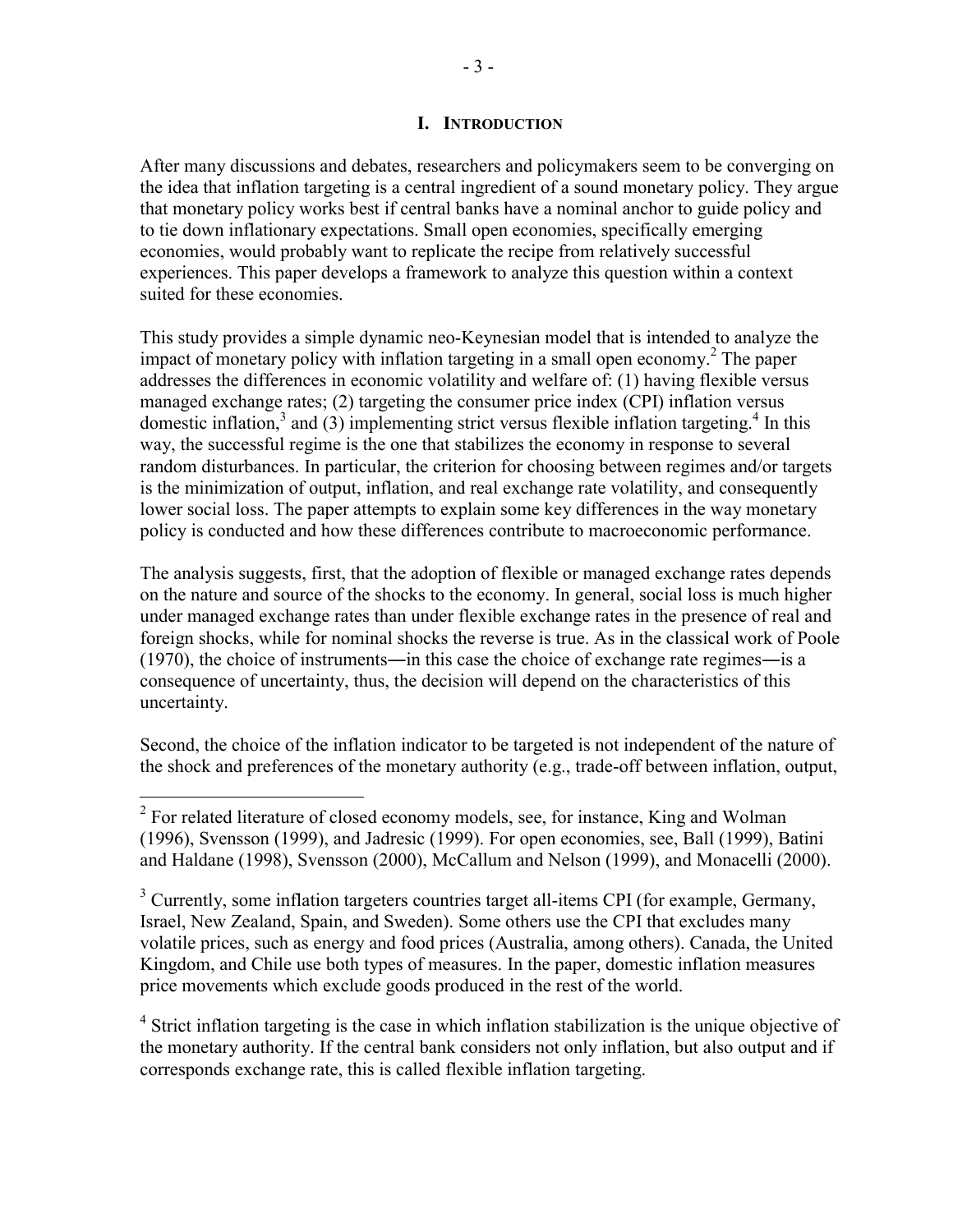# I. Introduction

After many discussions and debates, researchers and policymakers seem to be converging on the idea that inflation targeting is a central ingredient of a sound monetary policy. They argue that monetary policy works best if central banks have a nominal anchor to guide policy and to tie down inflationary expectations. Small open economies, specifically emerging economies, would probably want to replicate the recipe from relatively successful experiences. This paper develops a framework to analyze this question within a context suited for these economies.

This study provides a simple dynamic neo-Keynesian model that is intended to analyze the impact of monetary policy with inflation targeting in a small open economy.[2] The paper addresses the differences in economic volatility and welfare of: (1) having flexible versus managed exchange rates; (2) targeting the consumer price index (CPI) inflation versus domestic inflation,[3] and (3) implementing strict versus flexible inflation targeting.[4] In this way, the successful regime is the one that stabilizes the economy in response to several random disturbances. In particular, the criterion for choosing between regimes and/or targets is the minimization of output, inflation, and real exchange rate volatility, and consequently lower social loss. The paper attempts to explain some key differences in the way monetary policy is conducted and how these differences contribute to macroeconomic performance.

The analysis suggests, first, that the adoption of flexible or managed exchange rates depends on the nature and source of the shocks to the economy. In general, social loss is much higher under managed exchange rates than under flexible exchange rates in the presence of real and foreign shocks, while for nominal shocks the reverse is true. As in the classical work of Poole (1970), the choice of instruments―in this case the choice of exchange rate regimes―is a consequence of uncertainty, thus, the decision will depend on the characteristics of this uncertainty.

Second, the choice of the inflation indicator to be targeted is not independent of the nature of the shock and preferences of the monetary authority (e.g., trade-off between inflation, output,

---

[2] For related literature of closed economy models, see, for instance, King and Wolman (1996), Svensson (1999), and Jadresic (1999). For open economies, see, Ball (1999), Batini and Haldane (1998), Svensson (2000), McCallum and Nelson (1999), and Monacelli (2000).

[3] Currently, some inflation targeters countries target all-items CPI (for example, Germany, Israel, New Zealand, Spain, and Sweden). Some others use the CPI that excludes many volatile prices, such as energy and food prices (Australia, among others). Canada, the United Kingdom, and Chile use both types of measures. In the paper, domestic inflation measures price movements which exclude goods produced in the rest of the world.

[4] Strict inflation targeting is the case in which inflation stabilization is the unique objective of the monetary authority. If the central bank considers not only inflation, but also output and if corresponds exchange rate, this is called flexible inflation targeting.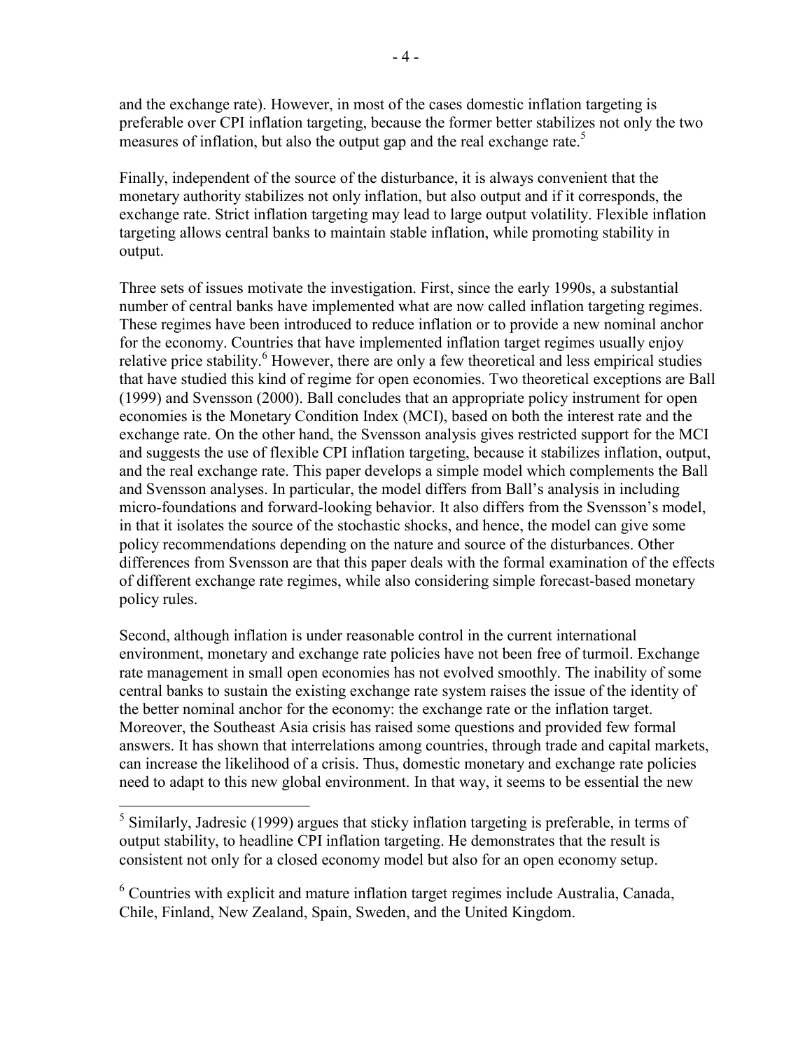and the exchange rate). However, in most of the cases domestic inflation targeting is preferable over CPI inflation targeting, because the former better stabilizes not only the two measures of inflation, but also the output gap and the real exchange rate.[5]

Finally, independent of the source of the disturbance, it is always convenient that the monetary authority stabilizes not only inflation, but also output and if it corresponds, the exchange rate. Strict inflation targeting may lead to large output volatility. Flexible inflation targeting allows central banks to maintain stable inflation, while promoting stability in output.

Three sets of issues motivate the investigation. First, since the early 1990s, a substantial number of central banks have implemented what are now called inflation targeting regimes. These regimes have been introduced to reduce inflation or to provide a new nominal anchor for the economy. Countries that have implemented inflation target regimes usually enjoy relative price stability.[6] However, there are only a few theoretical and less empirical studies that have studied this kind of regime for open economies. Two theoretical exceptions are Ball (1999) and Svensson (2000). Ball concludes that an appropriate policy instrument for open economies is the Monetary Condition Index (MCI), based on both the interest rate and the exchange rate. On the other hand, the Svensson analysis gives restricted support for the MCI and suggests the use of flexible CPI inflation targeting, because it stabilizes inflation, output, and the real exchange rate. This paper develops a simple model which complements the Ball and Svensson analyses. In particular, the model differs from Ball's analysis in including micro-foundations and forward-looking behavior. It also differs from the Svensson's model, in that it isolates the source of the stochastic shocks, and hence, the model can give some policy recommendations depending on the nature and source of the disturbances. Other differences from Svensson are that this paper deals with the formal examination of the effects of different exchange rate regimes, while also considering simple forecast-based monetary policy rules.

Second, although inflation is under reasonable control in the current international environment, monetary and exchange rate policies have not been free of turmoil. Exchange rate management in small open economies has not evolved smoothly. The inability of some central banks to sustain the existing exchange rate system raises the issue of the identity of the better nominal anchor for the economy: the exchange rate or the inflation target. Moreover, the Southeast Asia crisis has raised some questions and provided few formal answers. It has shown that interrelations among countries, through trade and capital markets, can increase the likelihood of a crisis. Thus, domestic monetary and exchange rate policies need to adapt to this new global environment. In that way, it seems to be essential the new

---

[5] Similarly, Jadresic (1999) argues that sticky inflation targeting is preferable, in terms of output stability, to headline CPI inflation targeting. He demonstrates that the result is consistent not only for a closed economy model but also for an open economy setup.

[6] Countries with explicit and mature inflation target regimes include Australia, Canada, Chile, Finland, New Zealand, Spain, Sweden, and the United Kingdom.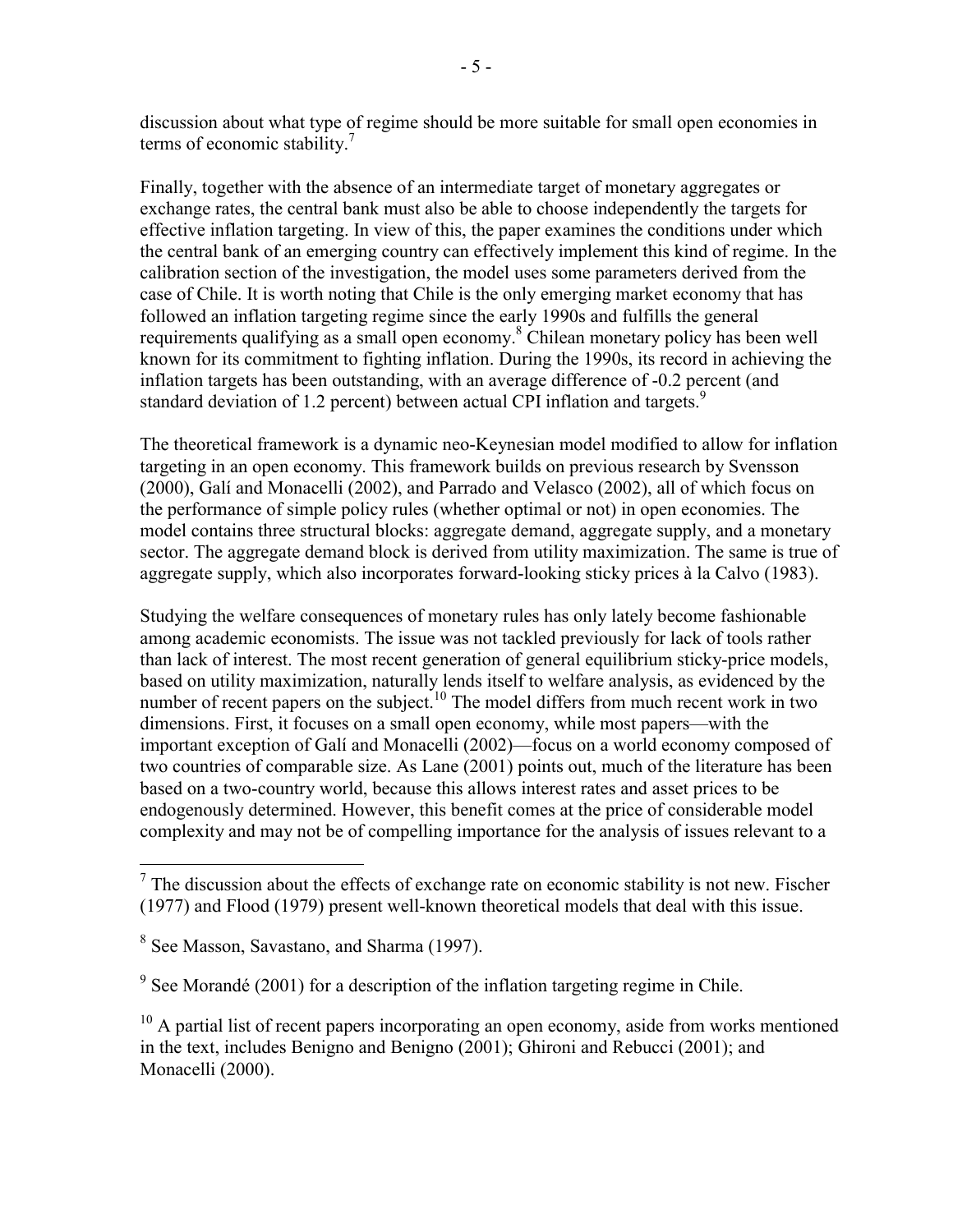discussion about what type of regime should be more suitable for small open economies in terms of economic stability.[7]

Finally, together with the absence of an intermediate target of monetary aggregates or exchange rates, the central bank must also be able to choose independently the targets for effective inflation targeting. In view of this, the paper examines the conditions under which the central bank of an emerging country can effectively implement this kind of regime. In the calibration section of the investigation, the model uses some parameters derived from the case of Chile. It is worth noting that Chile is the only emerging market economy that has followed an inflation targeting regime since the early 1990s and fulfills the general requirements qualifying as a small open economy.[8] Chilean monetary policy has been well known for its commitment to fighting inflation. During the 1990s, its record in achieving the inflation targets has been outstanding, with an average difference of -0.2 percent (and standard deviation of 1.2 percent) between actual CPI inflation and targets.[9]

The theoretical framework is a dynamic neo-Keynesian model modified to allow for inflation targeting in an open economy. This framework builds on previous research by Svensson (2000), Galí and Monacelli (2002), and Parrado and Velasco (2002), all of which focus on the performance of simple policy rules (whether optimal or not) in open economies. The model contains three structural blocks: aggregate demand, aggregate supply, and a monetary sector. The aggregate demand block is derived from utility maximization. The same is true of aggregate supply, which also incorporates forward-looking sticky prices à la Calvo (1983).

Studying the welfare consequences of monetary rules has only lately become fashionable among academic economists. The issue was not tackled previously for lack of tools rather than lack of interest. The most recent generation of general equilibrium sticky-price models, based on utility maximization, naturally lends itself to welfare analysis, as evidenced by the number of recent papers on the subject.[10] The model differs from much recent work in two dimensions. First, it focuses on a small open economy, while most papers—with the important exception of Galí and Monacelli (2002)—focus on a world economy composed of two countries of comparable size. As Lane (2001) points out, much of the literature has been based on a two-country world, because this allows interest rates and asset prices to be endogenously determined. However, this benefit comes at the price of considerable model complexity and may not be of compelling importance for the analysis of issues relevant to a

---

[7] The discussion about the effects of exchange rate on economic stability is not new. Fischer (1977) and Flood (1979) present well-known theoretical models that deal with this issue.

[8] See Masson, Savastano, and Sharma (1997).

[9] See Morandé (2001) for a description of the inflation targeting regime in Chile.

[10] A partial list of recent papers incorporating an open economy, aside from works mentioned in the text, includes Benigno and Benigno (2001); Ghironi and Rebucci (2001); and Monacelli (2000).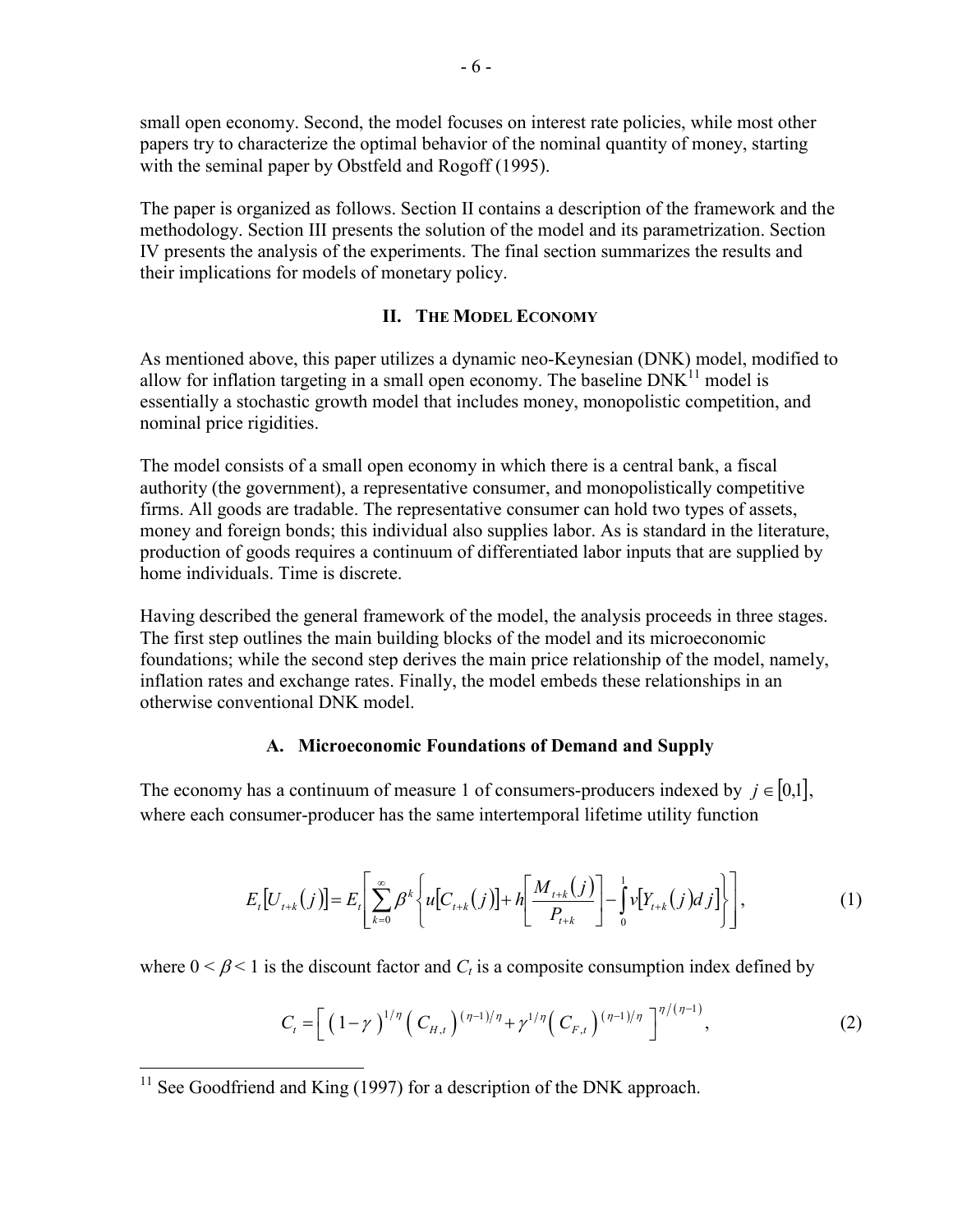small open economy. Second, the model focuses on interest rate policies, while most other papers try to characterize the optimal behavior of the nominal quantity of money, starting with the seminal paper by Obstfeld and Rogoff (1995).

The paper is organized as follows. Section II contains a description of the framework and the methodology. Section III presents the solution of the model and its parametrization. Section IV presents the analysis of the experiments. The final section summarizes the results and their implications for models of monetary policy.

## II. The Model Economy

As mentioned above, this paper utilizes a dynamic neo-Keynesian (DNK) model, modified to allow for inflation targeting in a small open economy. The baseline DNK[11] model is essentially a stochastic growth model that includes money, monopolistic competition, and nominal price rigidities.

The model consists of a small open economy in which there is a central bank, a fiscal authority (the government), a representative consumer, and monopolistically competitive firms. All goods are tradable. The representative consumer can hold two types of assets, money and foreign bonds; this individual also supplies labor. As is standard in the literature, production of goods requires a continuum of differentiated labor inputs that are supplied by home individuals. Time is discrete.

Having described the general framework of the model, the analysis proceeds in three stages. The first step outlines the main building blocks of the model and its microeconomic foundations; while the second step derives the main price relationship of the model, namely, inflation rates and exchange rates. Finally, the model embeds these relationships in an otherwise conventional DNK model.

### A. Microeconomic Foundations of Demand and Supply

The economy has a continuum of measure 1 of consumers-producers indexed by $j \in [0,1]$, where each consumer-producer has the same intertemporal lifetime utility function

$$E_t[U_{t+k}(j)] = E_t\left[\sum_{k=0}^{\infty} \beta^k \left\{ u[C_{t+k}(j)] + h\left[\frac{M_{t+k}(j)}{P_{t+k}}\right] - \int_0^1 v[Y_{t+k}(j)dj] \right\}\right], \tag{1}$$

where $0 < \beta < 1$ is the discount factor and $C_t$ is a composite consumption index defined by

$$C_t = \left[ (1-\gamma)^{1/\eta} \left( C_{H,t} \right)^{(\eta-1)/\eta} + \gamma^{1/\eta} \left( C_{F,t} \right)^{(\eta-1)/\eta} \right]^{\eta/(\eta-1)}, \tag{2}$$

[11] See Goodfriend and King (1997) for a description of the DNK approach.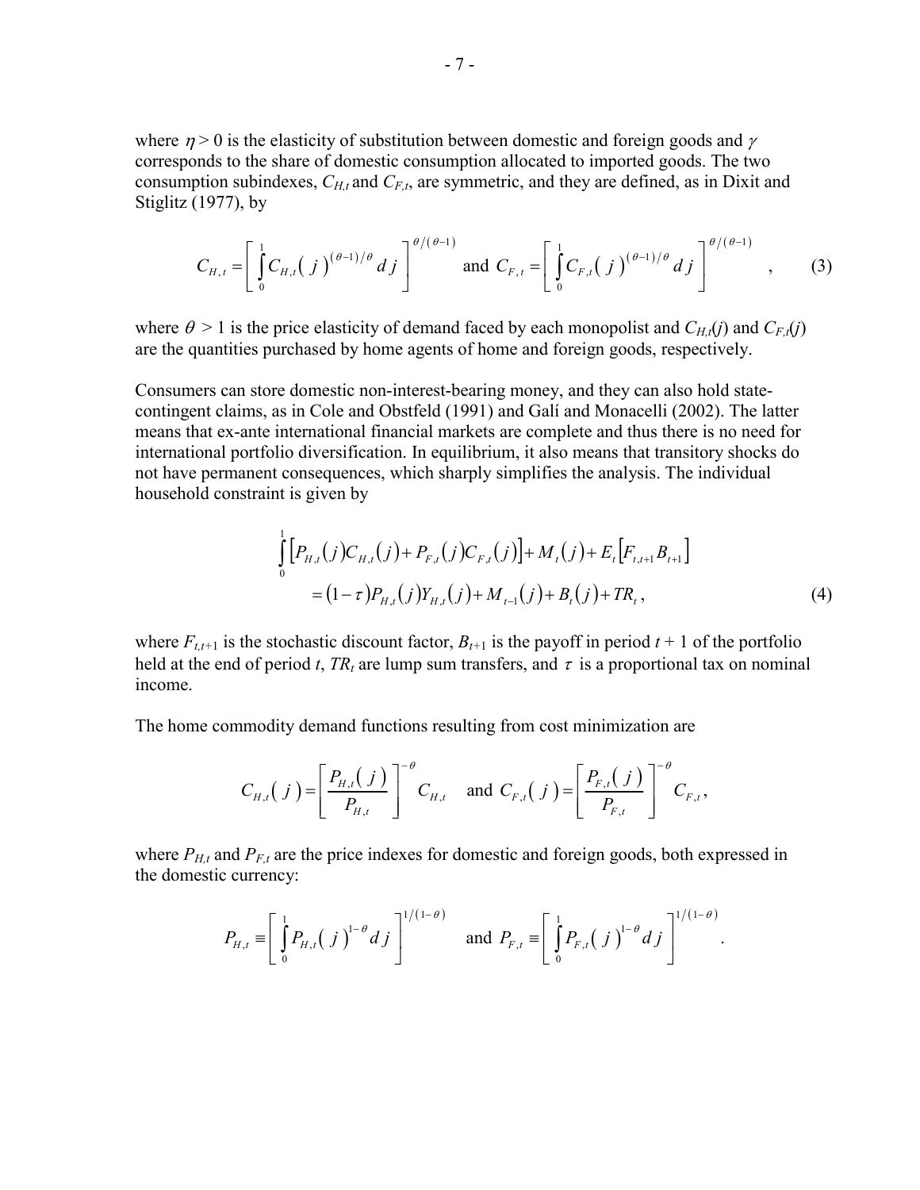where $\eta > 0$ is the elasticity of substitution between domestic and foreign goods and $\gamma$ corresponds to the share of domestic consumption allocated to imported goods. The two consumption subindexes, $C_{H,t}$ and $C_{F,t}$, are symmetric, and they are defined, as in Dixit and Stiglitz (1977), by

$$C_{H,t} = \left[ \int_0^1 C_{H,t}(j)^{(\theta-1)/\theta} dj \right]^{\theta/(\theta-1)} \text{ and } C_{F,t} = \left[ \int_0^1 C_{F,t}(j)^{(\theta-1)/\theta} dj \right]^{\theta/(\theta-1)}, \tag{3}$$

where $\theta > 1$ is the price elasticity of demand faced by each monopolist and $C_{H,t}(j)$ and $C_{F,t}(j)$ are the quantities purchased by home agents of home and foreign goods, respectively.

Consumers can store domestic non-interest-bearing money, and they can also hold state-contingent claims, as in Cole and Obstfeld (1991) and Galí and Monacelli (2002). The latter means that ex-ante international financial markets are complete and thus there is no need for international portfolio diversification. In equilibrium, it also means that transitory shocks do not have permanent consequences, which sharply simplifies the analysis. The individual household constraint is given by

$$\begin{aligned} &\int_0^1 \left[ P_{H,t}(j) C_{H,t}(j) + P_{F,t}(j) C_{F,t}(j) \right] + M_t(j) + E_t\left[ F_{t,t+1} B_{t+1} \right] \\ &\quad = (1-\tau) P_{H,t}(j) Y_{H,t}(j) + M_{t-1}(j) + B_t(j) + TR_t, \end{aligned} \tag{4}$$

where $F_{t,t+1}$ is the stochastic discount factor, $B_{t+1}$ is the payoff in period $t + 1$ of the portfolio held at the end of period $t$, $TR_t$ are lump sum transfers, and $\tau$ is a proportional tax on nominal income.

The home commodity demand functions resulting from cost minimization are

$$C_{H,t}(j) = \left[ \frac{P_{H,t}(j)}{P_{H,t}} \right]^{-\theta} C_{H,t} \quad \text{and } C_{F,t}(j) = \left[ \frac{P_{F,t}(j)}{P_{F,t}} \right]^{-\theta} C_{F,t},$$

where $P_{H,t}$ and $P_{F,t}$ are the price indexes for domestic and foreign goods, both expressed in the domestic currency:

$$P_{H,t} \equiv \left[ \int_0^1 P_{H,t}(j)^{1-\theta} dj \right]^{1/(1-\theta)} \quad \text{and } P_{F,t} \equiv \left[ \int_0^1 P_{F,t}(j)^{1-\theta} dj \right]^{1/(1-\theta)}.$$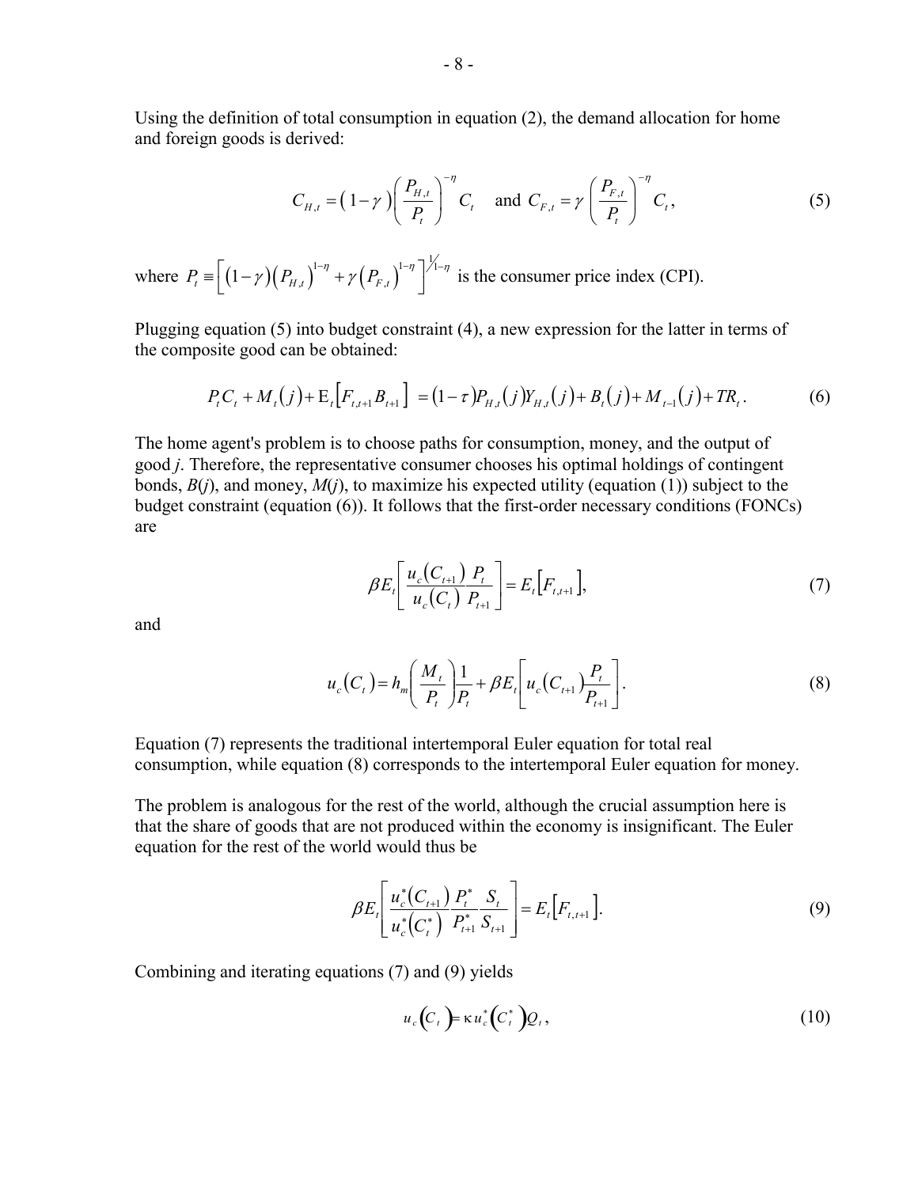Using the definition of total consumption in equation (2), the demand allocation for home and foreign goods is derived:

$$C_{H,t} = (1-\gamma)\left(\frac{P_{H,t}}{P_t}\right)^{-\eta} C_t \quad \text{and } C_{F,t} = \gamma\left(\frac{P_{F,t}}{P_t}\right)^{-\eta} C_t, \tag{5}$$

where $P_t \equiv \left[(1-\gamma)(P_{H,t})^{1-\eta} + \gamma(P_{F,t})^{1-\eta}\right]^{1/1-\eta}$ is the consumer price index (CPI).

Plugging equation (5) into budget constraint (4), a new expression for the latter in terms of the composite good can be obtained:

$$P_t C_t + M_t(j) + \mathrm{E}_t\left[F_{t,t+1} B_{t+1}\right] = (1-\tau) P_{H,t}(j) Y_{H,t}(j) + B_t(j) + M_{t-1}(j) + TR_t. \tag{6}$$

The home agent's problem is to choose paths for consumption, money, and the output of good *j*. Therefore, the representative consumer chooses his optimal holdings of contingent bonds, *B*(*j*), and money, *M*(*j*), to maximize his expected utility (equation (1)) subject to the budget constraint (equation (6)). It follows that the first-order necessary conditions (FONCs) are

$$\beta E_t\left[\frac{u_c(C_{t+1})}{u_c(C_t)} \frac{P_t}{P_{t+1}}\right] = E_t\left[F_{t,t+1}\right], \tag{7}$$

and

$$u_c(C_t) = h_m\left(\frac{M_t}{P_t}\right)\frac{1}{P_t} + \beta E_t\left[u_c(C_{t+1})\frac{P_t}{P_{t+1}}\right]. \tag{8}$$

Equation (7) represents the traditional intertemporal Euler equation for total real consumption, while equation (8) corresponds to the intertemporal Euler equation for money.

The problem is analogous for the rest of the world, although the crucial assumption here is that the share of goods that are not produced within the economy is insignificant. The Euler equation for the rest of the world would thus be

$$\beta E_t\left[\frac{u_c^*(C_{t+1})}{u_c^*(C_t^*)} \frac{P_t^*}{P_{t+1}^*} \frac{S_t}{S_{t+1}}\right] = E_t\left[F_{t,t+1}\right]. \tag{9}$$

Combining and iterating equations (7) and (9) yields

$$u_c(C_t) = \kappa u_c^*(C_t^*) Q_t, \tag{10}$$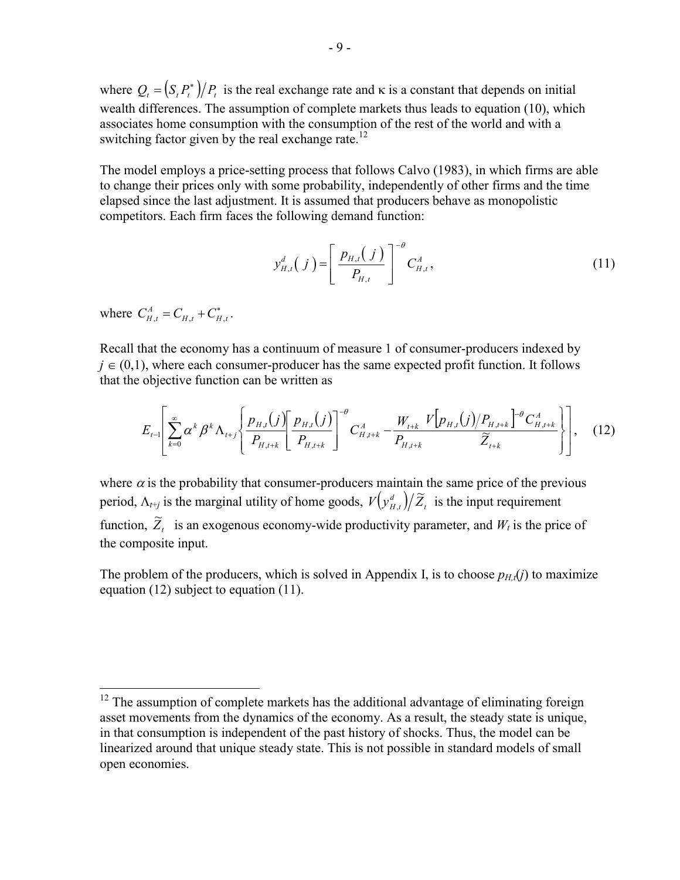where $Q_t = \left(S_t P_t^*\right)/P_t$ is the real exchange rate and κ is a constant that depends on initial wealth differences. The assumption of complete markets thus leads to equation (10), which associates home consumption with the consumption of the rest of the world and with a switching factor given by the real exchange rate.[12]

The model employs a price-setting process that follows Calvo (1983), in which firms are able to change their prices only with some probability, independently of other firms and the time elapsed since the last adjustment. It is assumed that producers behave as monopolistic competitors. Each firm faces the following demand function:

$$y_{H,t}^d(j) = \left[\frac{p_{H,t}(j)}{P_{H,t}}\right]^{-\theta} C_{H,t}^A, \tag{11}$$

where $C_{H,t}^A = C_{H,t} + C_{H,t}^*$.

Recall that the economy has a continuum of measure 1 of consumer-producers indexed by $j \in (0,1)$, where each consumer-producer has the same expected profit function. It follows that the objective function can be written as

$$E_{t-1}\left[\sum_{k=0}^{\infty} \alpha^k \beta^k \Lambda_{t+j} \left\{ \frac{p_{H,t}(j)}{P_{H,t+k}} \left[\frac{p_{H,t}(j)}{P_{H,t+k}}\right]^{-\theta} C_{H,t+k}^A - \frac{W_{t+k}}{P_{H,t+k}} \frac{V\left[p_{H,t}(j)/P_{H,t+k}\right]^{-\theta} C_{H,t+k}^A}{\widetilde{Z}_{t+k}} \right\}\right], \tag{12}$$

where $\alpha$ is the probability that consumer-producers maintain the same price of the previous period, $\Lambda_{t+j}$ is the marginal utility of home goods, $V\left(y_{H,t}^d\right)/\widetilde{Z}_t$ is the input requirement function, $\widetilde{Z}_t$ is an exogenous economy-wide productivity parameter, and $W_t$ is the price of the composite input.

The problem of the producers, which is solved in Appendix I, is to choose $p_{H,t}(j)$ to maximize equation (12) subject to equation (11).

---

[12] The assumption of complete markets has the additional advantage of eliminating foreign asset movements from the dynamics of the economy. As a result, the steady state is unique, in that consumption is independent of the past history of shocks. Thus, the model can be linearized around that unique steady state. This is not possible in standard models of small open economies.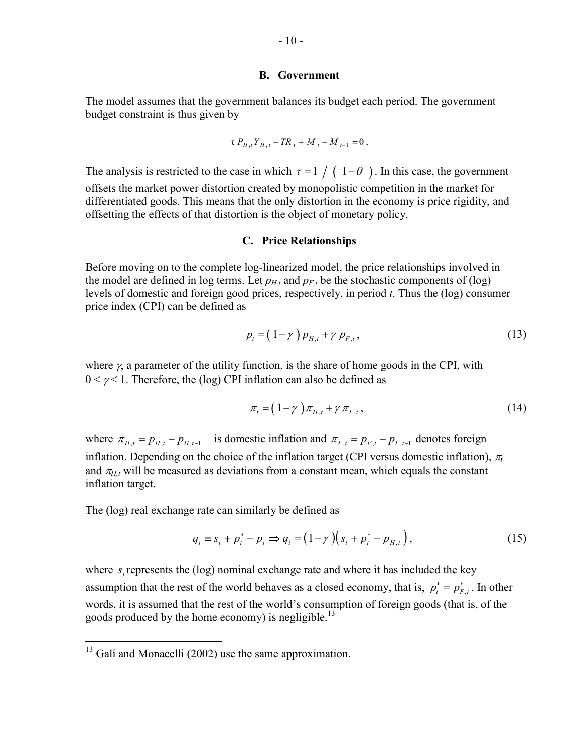### B. Government

The model assumes that the government balances its budget each period. The government budget constraint is thus given by

$$\tau P_{H,t} Y_{H,t} - TR_t + M_t - M_{t-1} = 0 .$$

The analysis is restricted to the case in which $\tau = 1 \;/\; (\; 1 - \theta \;)$. In this case, the government offsets the market power distortion created by monopolistic competition in the market for differentiated goods. This means that the only distortion in the economy is price rigidity, and offsetting the effects of that distortion is the object of monetary policy.

### C. Price Relationships

Before moving on to the complete log-linearized model, the price relationships involved in the model are defined in log terms. Let $p_{H,t}$ and $p_{F,t}$ be the stochastic components of (log) levels of domestic and foreign good prices, respectively, in period $t$. Thus the (log) consumer price index (CPI) can be defined as

$$p_t = \left( 1 - \gamma \right) p_{H,t} + \gamma \, p_{F,t} , \tag{13}$$

where $\gamma$, a parameter of the utility function, is the share of home goods in the CPI, with $0 < \gamma < 1$. Therefore, the (log) CPI inflation can also be defined as

$$\pi_t = \left( 1 - \gamma \right) \pi_{H,t} + \gamma \, \pi_{F,t} , \tag{14}$$

where $\pi_{H,t} = p_{H,t} - p_{H,t-1}$ is domestic inflation and $\pi_{F,t} = p_{F,t} - p_{F,t-1}$ denotes foreign inflation. Depending on the choice of the inflation target (CPI versus domestic inflation), $\pi_t$ and $\pi_{H,t}$ will be measured as deviations from a constant mean, which equals the constant inflation target.

The (log) real exchange rate can similarly be defined as

$$q_t \equiv s_t + p_t^* - p_t \Rightarrow q_t = \left( 1 - \gamma \right)\left( s_t + p_t^* - p_{H,t} \right), \tag{15}$$

where $s_t$ represents the (log) nominal exchange rate and where it has included the key assumption that the rest of the world behaves as a closed economy, that is, $p_t^* = p_{F,t}^*$. In other words, it is assumed that the rest of the world's consumption of foreign goods (that is, of the goods produced by the home economy) is negligible.[13]

[13] Galí and Monacelli (2002) use the same approximation.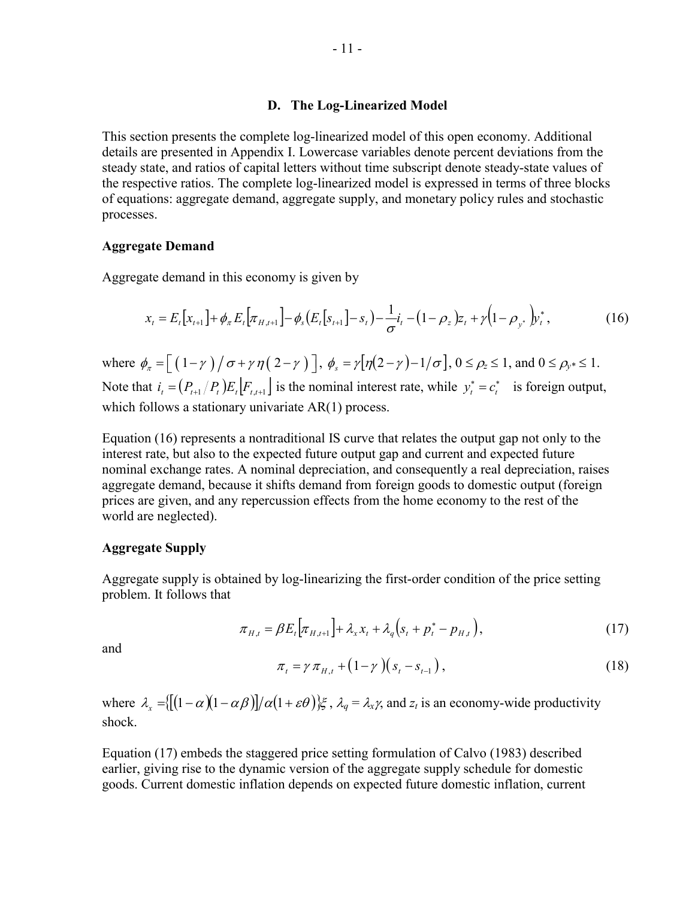### D. The Log-Linearized Model

This section presents the complete log-linearized model of this open economy. Additional details are presented in Appendix I. Lowercase variables denote percent deviations from the steady state, and ratios of capital letters without time subscript denote steady-state values of the respective ratios. The complete log-linearized model is expressed in terms of three blocks of equations: aggregate demand, aggregate supply, and monetary policy rules and stochastic processes.

**Aggregate Demand**

Aggregate demand in this economy is given by

$$x_t = E_t[x_{t+1}] + \phi_\pi E_t[\pi_{H,t+1}] - \phi_s(E_t[s_{t+1}] - s_t) - \frac{1}{\sigma} i_t - (1-\rho_z) z_t + \gamma(1-\rho_{y^*}) y_t^*, \tag{16}$$

where $\phi_\pi = [(1-\gamma)/\sigma + \gamma\eta(2-\gamma)]$, $\phi_s = \gamma[\eta(2-\gamma) - 1/\sigma]$, $0 \le \rho_z \le 1$, and $0 \le \rho_{y^*} \le 1$. Note that $i_t = (P_{t+1}/P_t)E_t[F_{t,t+1}]$ is the nominal interest rate, while $y_t^* = c_t^*$ is foreign output, which follows a stationary univariate AR(1) process.

Equation (16) represents a nontraditional IS curve that relates the output gap not only to the interest rate, but also to the expected future output gap and current and expected future nominal exchange rates. A nominal depreciation, and consequently a real depreciation, raises aggregate demand, because it shifts demand from foreign goods to domestic output (foreign prices are given, and any repercussion effects from the home economy to the rest of the world are neglected).

**Aggregate Supply**

Aggregate supply is obtained by log-linearizing the first-order condition of the price setting problem. It follows that

$$\pi_{H,t} = \beta E_t[\pi_{H,t+1}] + \lambda_x x_t + \lambda_q(s_t + p_t^* - p_{H,t}), \tag{17}$$

and

$$\pi_t = \gamma \pi_{H,t} + (1-\gamma)(s_t - s_{t-1}), \tag{18}$$

where $\lambda_x = \{[(1-\alpha)(1-\alpha\beta)]/\alpha(1+\varepsilon\theta)\}\xi$, $\lambda_q = \lambda_x\gamma$, and $z_t$ is an economy-wide productivity shock.

Equation (17) embeds the staggered price setting formulation of Calvo (1983) described earlier, giving rise to the dynamic version of the aggregate supply schedule for domestic goods. Current domestic inflation depends on expected future domestic inflation, current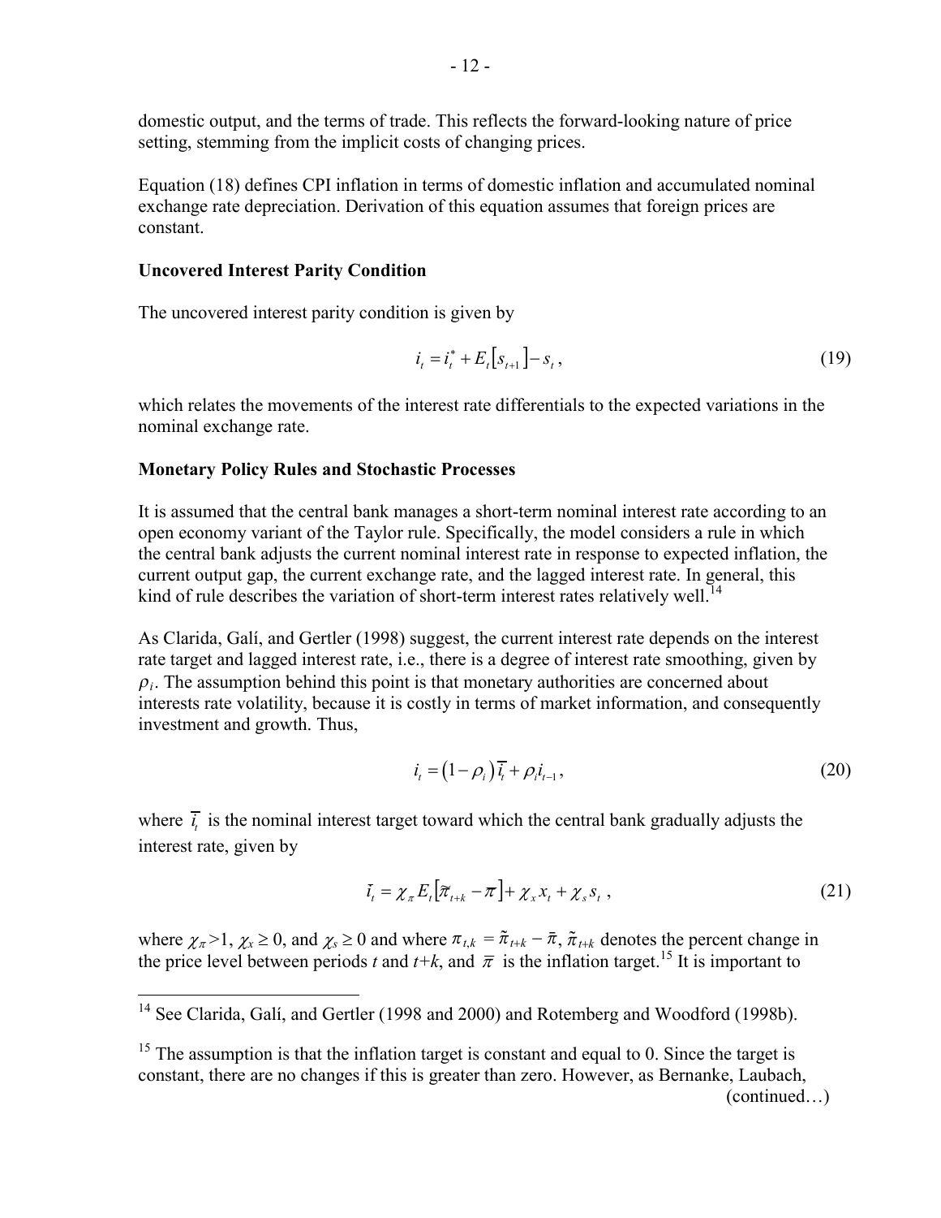domestic output, and the terms of trade. This reflects the forward-looking nature of price setting, stemming from the implicit costs of changing prices.

Equation (18) defines CPI inflation in terms of domestic inflation and accumulated nominal exchange rate depreciation. Derivation of this equation assumes that foreign prices are constant.

### Uncovered Interest Parity Condition

The uncovered interest parity condition is given by

$$i_t = i_t^* + E_t\left[s_{t+1}\right] - s_t , \tag{19}$$

which relates the movements of the interest rate differentials to the expected variations in the nominal exchange rate.

### Monetary Policy Rules and Stochastic Processes

It is assumed that the central bank manages a short-term nominal interest rate according to an open economy variant of the Taylor rule. Specifically, the model considers a rule in which the central bank adjusts the current nominal interest rate in response to expected inflation, the current output gap, the current exchange rate, and the lagged interest rate. In general, this kind of rule describes the variation of short-term interest rates relatively well.[14]

As Clarida, Galí, and Gertler (1998) suggest, the current interest rate depends on the interest rate target and lagged interest rate, i.e., there is a degree of interest rate smoothing, given by $\rho_i$. The assumption behind this point is that monetary authorities are concerned about interests rate volatility, because it is costly in terms of market information, and consequently investment and growth. Thus,

$$i_t = \left(1 - \rho_i\right)\overline{i_t} + \rho_i i_{t-1} , \tag{20}$$

where $\overline{i_t}$ is the nominal interest target toward which the central bank gradually adjusts the interest rate, given by

$$\bar{i}_t = \chi_\pi E_t\left[\tilde{\pi}_{t+k} - \bar{\pi}\right] + \chi_x x_t + \chi_s s_t , \tag{21}$$

where $\chi_\pi > 1$, $\chi_x \geq 0$, and $\chi_s \geq 0$ and where $\pi_{t,k} = \tilde{\pi}_{t+k} - \bar{\pi}$, $\tilde{\pi}_{t+k}$ denotes the percent change in the price level between periods $t$ and $t+k$, and $\bar{\pi}$ is the inflation target.[15] It is important to

---

[14] See Clarida, Galí, and Gertler (1998 and 2000) and Rotemberg and Woodford (1998b).

[15] The assumption is that the inflation target is constant and equal to 0. Since the target is constant, there are no changes if this is greater than zero. However, as Bernanke, Laubach, (continued…)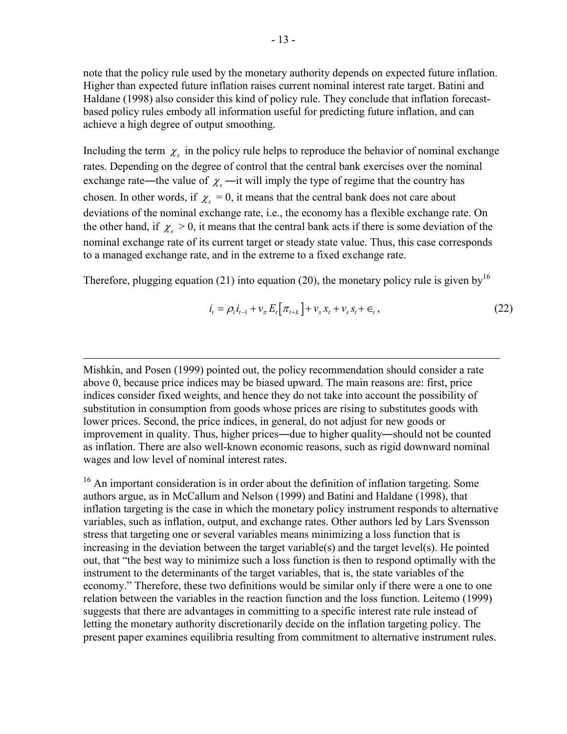note that the policy rule used by the monetary authority depends on expected future inflation. Higher than expected future inflation raises current nominal interest rate target. Batini and Haldane (1998) also consider this kind of policy rule. They conclude that inflation forecast-based policy rules embody all information useful for predicting future inflation, and can achieve a high degree of output smoothing.

Including the term $\chi_s$ in the policy rule helps to reproduce the behavior of nominal exchange rates. Depending on the degree of control that the central bank exercises over the nominal exchange rate—the value of $\chi_s$ —it will imply the type of regime that the country has chosen. In other words, if $\chi_s = 0$, it means that the central bank does not care about deviations of the nominal exchange rate, i.e., the economy has a flexible exchange rate. On the other hand, if $\chi_s > 0$, it means that the central bank acts if there is some deviation of the nominal exchange rate of its current target or steady state value. Thus, this case corresponds to a managed exchange rate, and in the extreme to a fixed exchange rate.

Therefore, plugging equation (21) into equation (20), the monetary policy rule is given by[16]

$$i_t = \rho_i i_{t-1} + v_\pi E_t\left[\pi_{t+k}\right] + v_x x_t + v_s s_t + \epsilon_t , \tag{22}$$

---

Mishkin, and Posen (1999) pointed out, the policy recommendation should consider a rate above 0, because price indices may be biased upward. The main reasons are: first, price indices consider fixed weights, and hence they do not take into account the possibility of substitution in consumption from goods whose prices are rising to substitutes goods with lower prices. Second, the price indices, in general, do not adjust for new goods or improvement in quality. Thus, higher prices—due to higher quality—should not be counted as inflation. There are also well-known economic reasons, such as rigid downward nominal wages and low level of nominal interest rates.

[16] An important consideration is in order about the definition of inflation targeting. Some authors argue, as in McCallum and Nelson (1999) and Batini and Haldane (1998), that inflation targeting is the case in which the monetary policy instrument responds to alternative variables, such as inflation, output, and exchange rates. Other authors led by Lars Svensson stress that targeting one or several variables means minimizing a loss function that is increasing in the deviation between the target variable(s) and the target level(s). He pointed out, that "the best way to minimize such a loss function is then to respond optimally with the instrument to the determinants of the target variables, that is, the state variables of the economy." Therefore, these two definitions would be similar only if there were a one to one relation between the variables in the reaction function and the loss function. Leitemo (1999) suggests that there are advantages in committing to a specific interest rate rule instead of letting the monetary authority discretionarily decide on the inflation targeting policy. The present paper examines equilibria resulting from commitment to alternative instrument rules.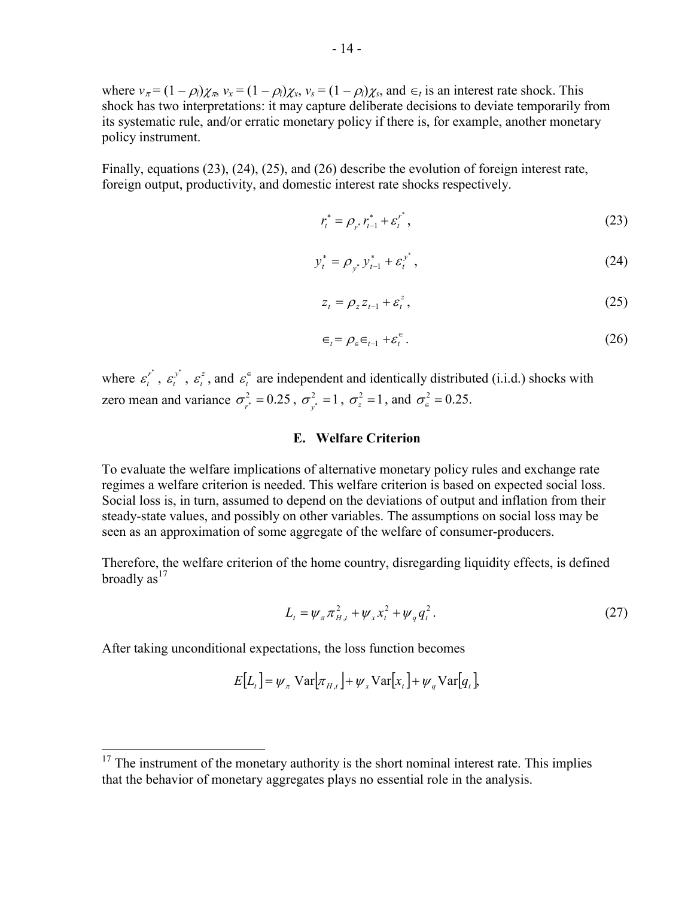where $v_\pi = (1 - \rho_i)\chi_\pi$, $v_x = (1 - \rho_i)\chi_x$, $v_s = (1 - \rho_i)\chi_s$, and $\in_t$ is an interest rate shock. This shock has two interpretations: it may capture deliberate decisions to deviate temporarily from its systematic rule, and/or erratic monetary policy if there is, for example, another monetary policy instrument.

Finally, equations (23), (24), (25), and (26) describe the evolution of foreign interest rate, foreign output, productivity, and domestic interest rate shocks respectively.

$$r_t^* = \rho_{r^*} r_{t-1}^* + \varepsilon_t^{r^*}, \tag{23}$$

$$y_t^* = \rho_{y^*} y_{t-1}^* + \varepsilon_t^{y^*}, \tag{24}$$

$$z_t = \rho_z z_{t-1} + \varepsilon_t^z, \tag{25}$$

$$\in_t = \rho_\in \in_{t-1} + \varepsilon_t^\in. \tag{26}$$

where $\varepsilon_t^{r^*}$, $\varepsilon_t^{y^*}$, $\varepsilon_t^z$, and $\varepsilon_t^\in$ are independent and identically distributed (i.i.d.) shocks with zero mean and variance $\sigma_{r^*}^2 = 0.25$, $\sigma_{y^*}^2 = 1$, $\sigma_z^2 = 1$, and $\sigma_\in^2 = 0.25$.

## E. Welfare Criterion

To evaluate the welfare implications of alternative monetary policy rules and exchange rate regimes a welfare criterion is needed. This welfare criterion is based on expected social loss. Social loss is, in turn, assumed to depend on the deviations of output and inflation from their steady-state values, and possibly on other variables. The assumptions on social loss may be seen as an approximation of some aggregate of the welfare of consumer-producers.

Therefore, the welfare criterion of the home country, disregarding liquidity effects, is defined broadly as[17]

$$L_t = \psi_\pi \pi_{H,t}^2 + \psi_x x_t^2 + \psi_q q_t^2. \tag{27}$$

After taking unconditional expectations, the loss function becomes

$$E[L_t] = \psi_\pi \operatorname{Var}[\pi_{H,t}] + \psi_x \operatorname{Var}[x_t] + \psi_q \operatorname{Var}[q_t],$$

[17] The instrument of the monetary authority is the short nominal interest rate. This implies that the behavior of monetary aggregates plays no essential role in the analysis.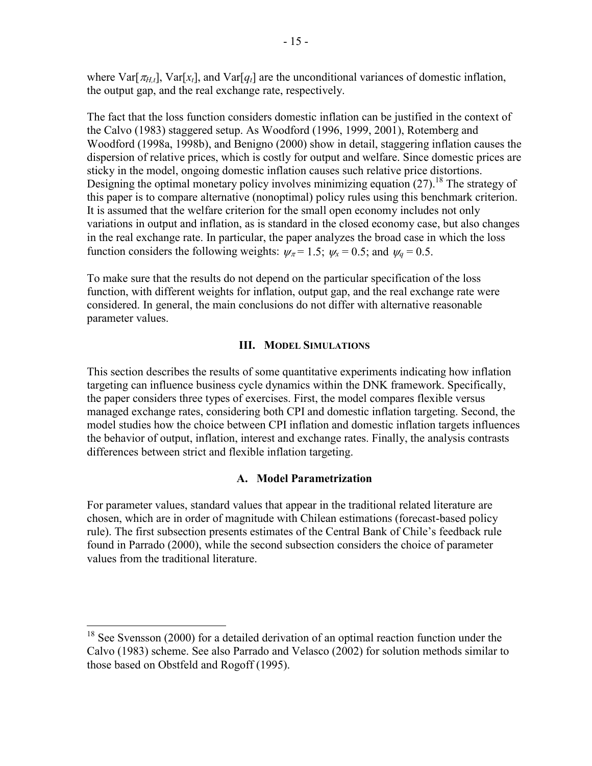where Var[$\pi_{H,t}$], Var[$x_t$], and Var[$q_t$] are the unconditional variances of domestic inflation, the output gap, and the real exchange rate, respectively.

The fact that the loss function considers domestic inflation can be justified in the context of the Calvo (1983) staggered setup. As Woodford (1996, 1999, 2001), Rotemberg and Woodford (1998a, 1998b), and Benigno (2000) show in detail, staggering inflation causes the dispersion of relative prices, which is costly for output and welfare. Since domestic prices are sticky in the model, ongoing domestic inflation causes such relative price distortions. Designing the optimal monetary policy involves minimizing equation (27).[18] The strategy of this paper is to compare alternative (nonoptimal) policy rules using this benchmark criterion. It is assumed that the welfare criterion for the small open economy includes not only variations in output and inflation, as is standard in the closed economy case, but also changes in the real exchange rate. In particular, the paper analyzes the broad case in which the loss function considers the following weights: $\psi_\pi = 1.5$; $\psi_x = 0.5$; and $\psi_q = 0.5$.

To make sure that the results do not depend on the particular specification of the loss function, with different weights for inflation, output gap, and the real exchange rate were considered. In general, the main conclusions do not differ with alternative reasonable parameter values.

## III. Model Simulations

This section describes the results of some quantitative experiments indicating how inflation targeting can influence business cycle dynamics within the DNK framework. Specifically, the paper considers three types of exercises. First, the model compares flexible versus managed exchange rates, considering both CPI and domestic inflation targeting. Second, the model studies how the choice between CPI inflation and domestic inflation targets influences the behavior of output, inflation, interest and exchange rates. Finally, the analysis contrasts differences between strict and flexible inflation targeting.

### A. Model Parametrization

For parameter values, standard values that appear in the traditional related literature are chosen, which are in order of magnitude with Chilean estimations (forecast-based policy rule). The first subsection presents estimates of the Central Bank of Chile's feedback rule found in Parrado (2000), while the second subsection considers the choice of parameter values from the traditional literature.

---

[18] See Svensson (2000) for a detailed derivation of an optimal reaction function under the Calvo (1983) scheme. See also Parrado and Velasco (2002) for solution methods similar to those based on Obstfeld and Rogoff (1995).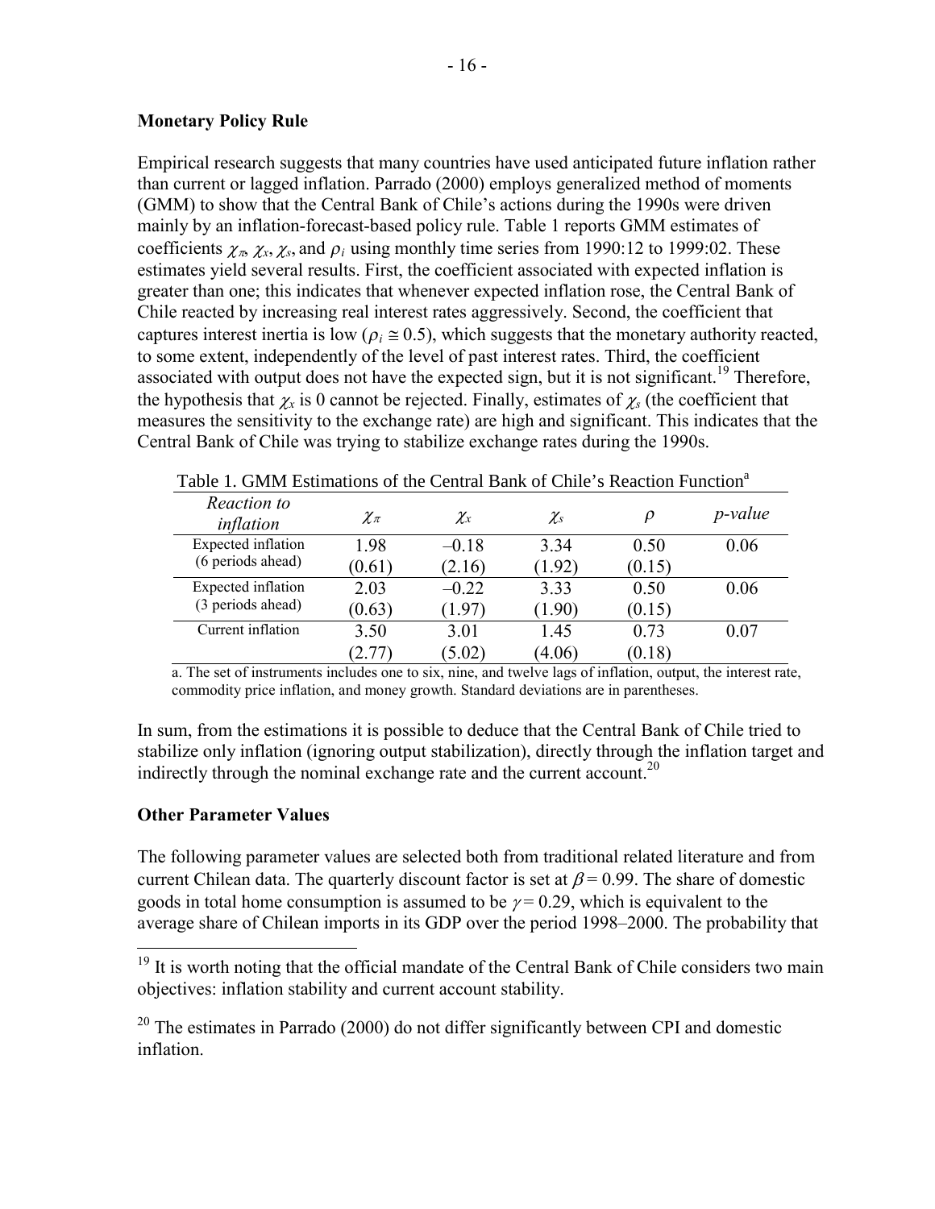**Monetary Policy Rule**

Empirical research suggests that many countries have used anticipated future inflation rather than current or lagged inflation. Parrado (2000) employs generalized method of moments (GMM) to show that the Central Bank of Chile's actions during the 1990s were driven mainly by an inflation-forecast-based policy rule. Table 1 reports GMM estimates of coefficients $\chi_\pi$, $\chi_x$, $\chi_s$, and $\rho_i$ using monthly time series from 1990:12 to 1999:02. These estimates yield several results. First, the coefficient associated with expected inflation is greater than one; this indicates that whenever expected inflation rose, the Central Bank of Chile reacted by increasing real interest rates aggressively. Second, the coefficient that captures interest inertia is low ($\rho_i \cong 0.5$), which suggests that the monetary authority reacted, to some extent, independently of the level of past interest rates. Third, the coefficient associated with output does not have the expected sign, but it is not significant.[19] Therefore, the hypothesis that $\chi_x$ is 0 cannot be rejected. Finally, estimates of $\chi_s$ (the coefficient that measures the sensitivity to the exchange rate) are high and significant. This indicates that the Central Bank of Chile was trying to stabilize exchange rates during the 1990s.

Table 1. GMM Estimations of the Central Bank of Chile's Reaction Function[a]

| *Reaction to inflation* | $\chi_\pi$ | $\chi_x$ | $\chi_s$ | $\rho$ | *p-value* |
|---|---|---|---|---|---|
| Expected inflation (6 periods ahead) | 1.98 (0.61) | –0.18 (2.16) | 3.34 (1.92) | 0.50 (0.15) | 0.06 |
| Expected inflation (3 periods ahead) | 2.03 (0.63) | –0.22 (1.97) | 3.33 (1.90) | 0.50 (0.15) | 0.06 |
| Current inflation | 3.50 (2.77) | 3.01 (5.02) | 1.45 (4.06) | 0.73 (0.18) | 0.07 |

a. The set of instruments includes one to six, nine, and twelve lags of inflation, output, the interest rate, commodity price inflation, and money growth. Standard deviations are in parentheses.

In sum, from the estimations it is possible to deduce that the Central Bank of Chile tried to stabilize only inflation (ignoring output stabilization), directly through the inflation target and indirectly through the nominal exchange rate and the current account.[20]

**Other Parameter Values**

The following parameter values are selected both from traditional related literature and from current Chilean data. The quarterly discount factor is set at $\beta = 0.99$. The share of domestic goods in total home consumption is assumed to be $\gamma = 0.29$, which is equivalent to the average share of Chilean imports in its GDP over the period 1998–2000. The probability that

[19] It is worth noting that the official mandate of the Central Bank of Chile considers two main objectives: inflation stability and current account stability.

[20] The estimates in Parrado (2000) do not differ significantly between CPI and domestic inflation.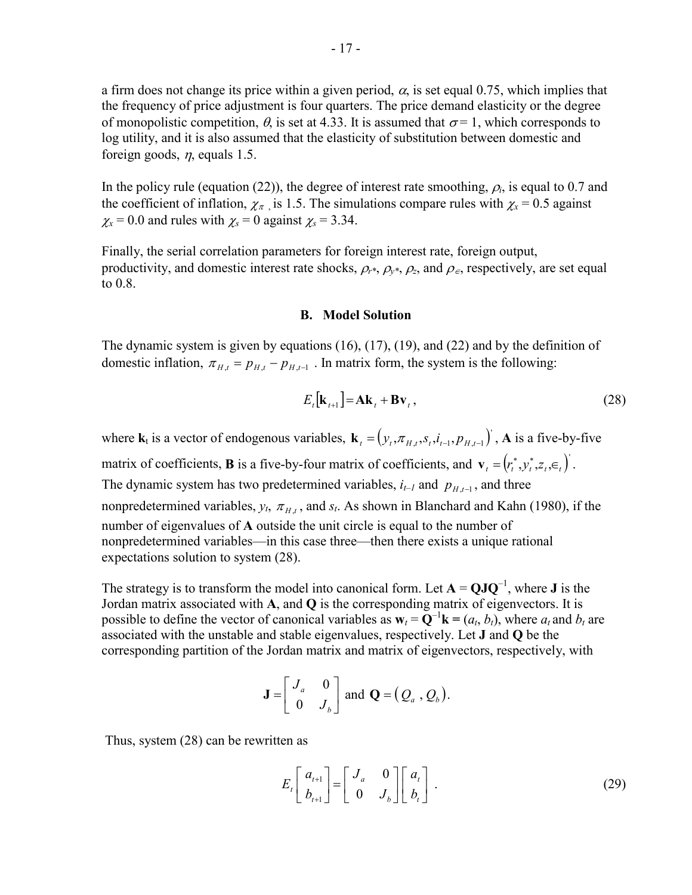a firm does not change its price within a given period, $\alpha$, is set equal 0.75, which implies that the frequency of price adjustment is four quarters. The price demand elasticity or the degree of monopolistic competition, $\theta$, is set at 4.33. It is assumed that $\sigma = 1$, which corresponds to log utility, and it is also assumed that the elasticity of substitution between domestic and foreign goods, $\eta$, equals 1.5.

In the policy rule (equation (22)), the degree of interest rate smoothing, $\rho_i$, is equal to 0.7 and the coefficient of inflation, $\chi_\pi$ , is 1.5. The simulations compare rules with $\chi_x = 0.5$ against $\chi_x = 0.0$ and rules with $\chi_s = 0$ against $\chi_s = 3.34$.

Finally, the serial correlation parameters for foreign interest rate, foreign output, productivity, and domestic interest rate shocks, $\rho_{r^*}$, $\rho_{y^*}$, $\rho_z$, and $\rho_\in$, respectively, are set equal to 0.8.

### B. Model Solution

The dynamic system is given by equations (16), (17), (19), and (22) and by the definition of domestic inflation, $\pi_{H,t} = p_{H,t} - p_{H,t-1}$ . In matrix form, the system is the following:

$$E_t[\mathbf{k}_{t+1}] = \mathbf{A}\mathbf{k}_t + \mathbf{B}\mathbf{v}_t , \tag{28}$$

where $\mathbf{k}_t$ is a vector of endogenous variables, $\mathbf{k}_t = (y_t, \pi_{H,t}, s_t, i_{t-1}, p_{H,t-1})'$, $\mathbf{A}$ is a five-by-five matrix of coefficients, $\mathbf{B}$ is a five-by-four matrix of coefficients, and $\mathbf{v}_t = (r_t^*, y_t^*, z_t, \in_t)'$. The dynamic system has two predetermined variables, $i_{t-1}$ and $p_{H,t-1}$, and three nonpredetermined variables, $y_t$, $\pi_{H,t}$, and $s_t$. As shown in Blanchard and Kahn (1980), if the number of eigenvalues of $\mathbf{A}$ outside the unit circle is equal to the number of nonpredetermined variables—in this case three—then there exists a unique rational expectations solution to system (28).

The strategy is to transform the model into canonical form. Let $\mathbf{A} = \mathbf{Q}\mathbf{J}\mathbf{Q}^{-1}$, where $\mathbf{J}$ is the Jordan matrix associated with $\mathbf{A}$, and $\mathbf{Q}$ is the corresponding matrix of eigenvectors. It is possible to define the vector of canonical variables as $\mathbf{w}_t = \mathbf{Q}^{-1}\mathbf{k} = (a_t, b_t)$, where $a_t$ and $b_t$ are associated with the unstable and stable eigenvalues, respectively. Let $\mathbf{J}$ and $\mathbf{Q}$ be the corresponding partition of the Jordan matrix and matrix of eigenvectors, respectively, with

$$\mathbf{J} = \begin{bmatrix} J_a & 0 \\ 0 & J_b \end{bmatrix} \text{ and } \mathbf{Q} = (Q_a , Q_b).$$

Thus, system (28) can be rewritten as

$$E_t \begin{bmatrix} a_{t+1} \\ b_{t+1} \end{bmatrix} = \begin{bmatrix} J_a & 0 \\ 0 & J_b \end{bmatrix} \begin{bmatrix} a_t \\ b_t \end{bmatrix} . \tag{29}$$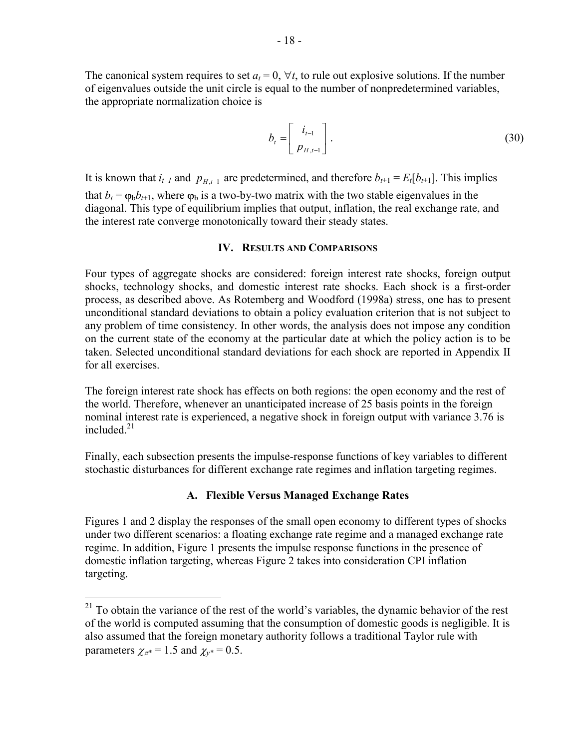The canonical system requires to set $a_t = 0$, $\forall t$, to rule out explosive solutions. If the number of eigenvalues outside the unit circle is equal to the number of nonpredetermined variables, the appropriate normalization choice is

$$b_t = \begin{bmatrix} i_{t-1} \\ p_{H,t-1} \end{bmatrix}. \tag{30}$$

It is known that $i_{t-1}$ and $p_{H,t-1}$ are predetermined, and therefore $b_{t+1} = E_t[b_{t+1}]$. This implies that $b_t = \varphi_b b_{t+1}$, where $\varphi_b$ is a two-by-two matrix with the two stable eigenvalues in the diagonal. This type of equilibrium implies that output, inflation, the real exchange rate, and the interest rate converge monotonically toward their steady states.

## IV. Results and Comparisons

Four types of aggregate shocks are considered: foreign interest rate shocks, foreign output shocks, technology shocks, and domestic interest rate shocks. Each shock is a first-order process, as described above. As Rotemberg and Woodford (1998a) stress, one has to present unconditional standard deviations to obtain a policy evaluation criterion that is not subject to any problem of time consistency. In other words, the analysis does not impose any condition on the current state of the economy at the particular date at which the policy action is to be taken. Selected unconditional standard deviations for each shock are reported in Appendix II for all exercises.

The foreign interest rate shock has effects on both regions: the open economy and the rest of the world. Therefore, whenever an unanticipated increase of 25 basis points in the foreign nominal interest rate is experienced, a negative shock in foreign output with variance 3.76 is included.[21]

Finally, each subsection presents the impulse-response functions of key variables to different stochastic disturbances for different exchange rate regimes and inflation targeting regimes.

### A. Flexible Versus Managed Exchange Rates

Figures 1 and 2 display the responses of the small open economy to different types of shocks under two different scenarios: a floating exchange rate regime and a managed exchange rate regime. In addition, Figure 1 presents the impulse response functions in the presence of domestic inflation targeting, whereas Figure 2 takes into consideration CPI inflation targeting.

---

[21] To obtain the variance of the rest of the world's variables, the dynamic behavior of the rest of the world is computed assuming that the consumption of domestic goods is negligible. It is also assumed that the foreign monetary authority follows a traditional Taylor rule with parameters $\chi_{\pi^*} = 1.5$ and $\chi_{y^*} = 0.5$.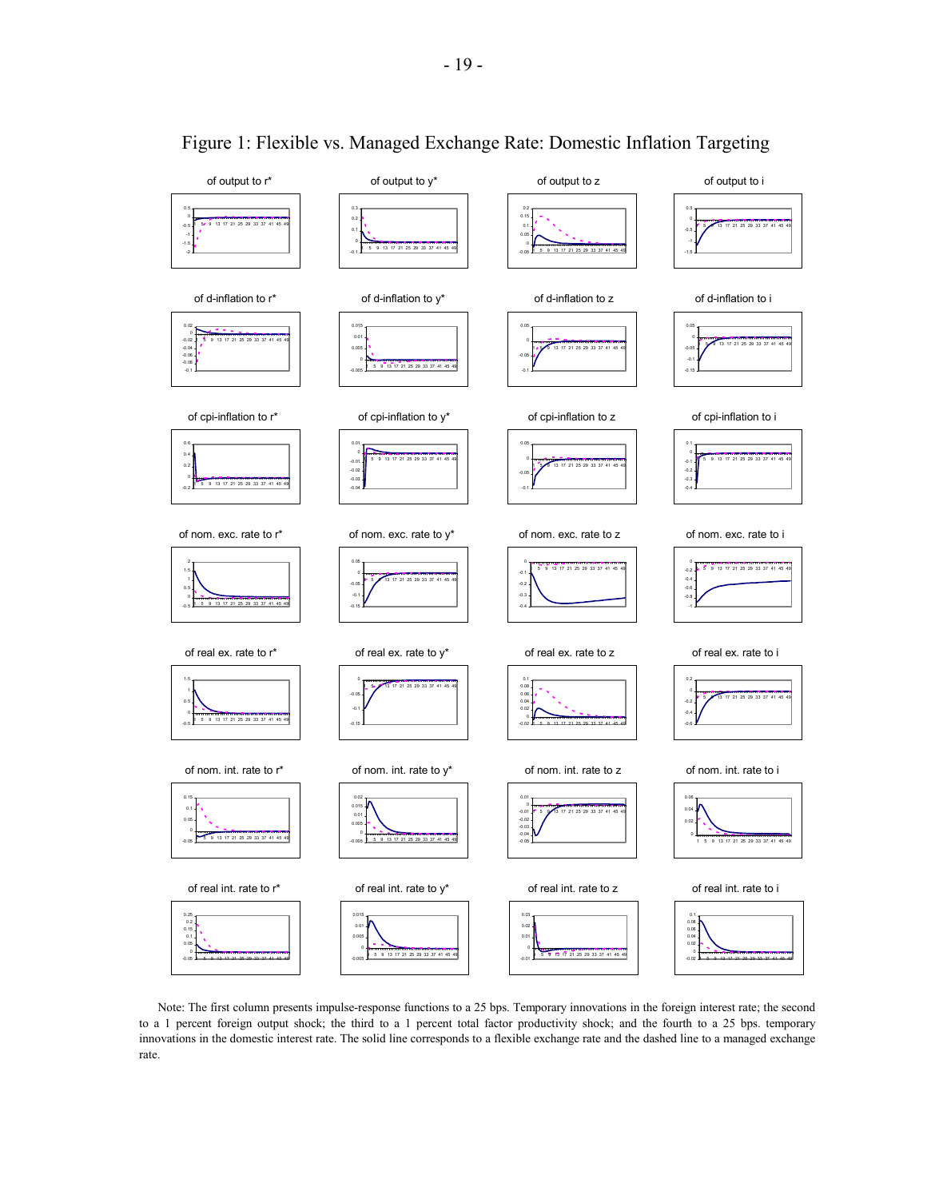# Figure 1: Flexible vs. Managed Exchange Rate: Domestic Inflation Targeting

Note: The first column presents impulse-response functions to a 25 bps. Temporary innovations in the foreign interest rate; the second to a 1 percent foreign output shock; the third to a 1 percent total factor productivity shock; and the fourth to a 25 bps. temporary innovations in the domestic interest rate. The solid line corresponds to a flexible exchange rate and the dashed line to a managed exchange rate.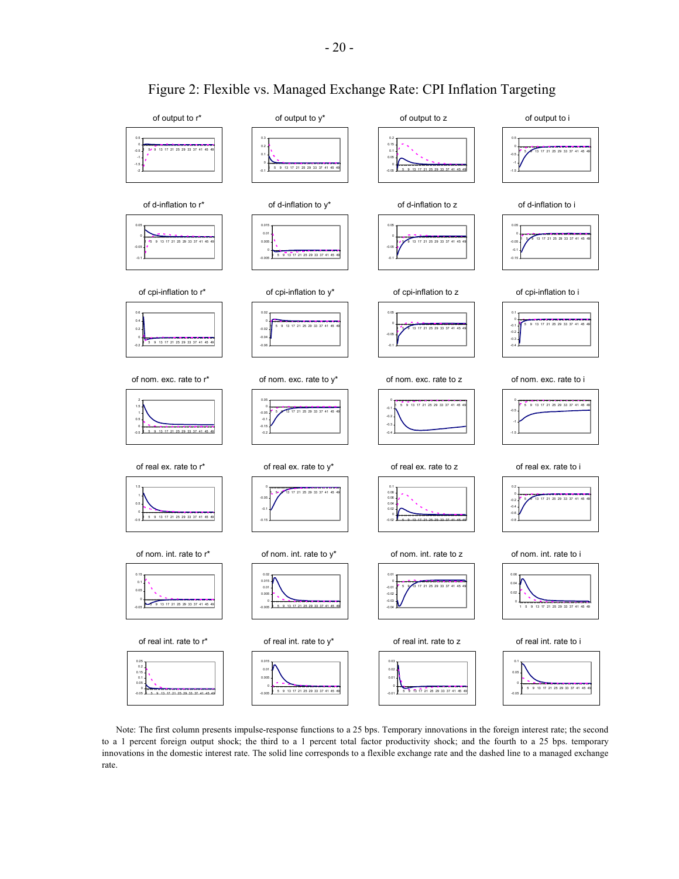# Figure 2: Flexible vs. Managed Exchange Rate: CPI Inflation Targeting

Note: The first column presents impulse-response functions to a 25 bps. Temporary innovations in the foreign interest rate; the second to a 1 percent foreign output shock; the third to a 1 percent total factor productivity shock; and the fourth to a 25 bps. temporary innovations in the domestic interest rate. The solid line corresponds to a flexible exchange rate and the dashed line to a managed exchange rate.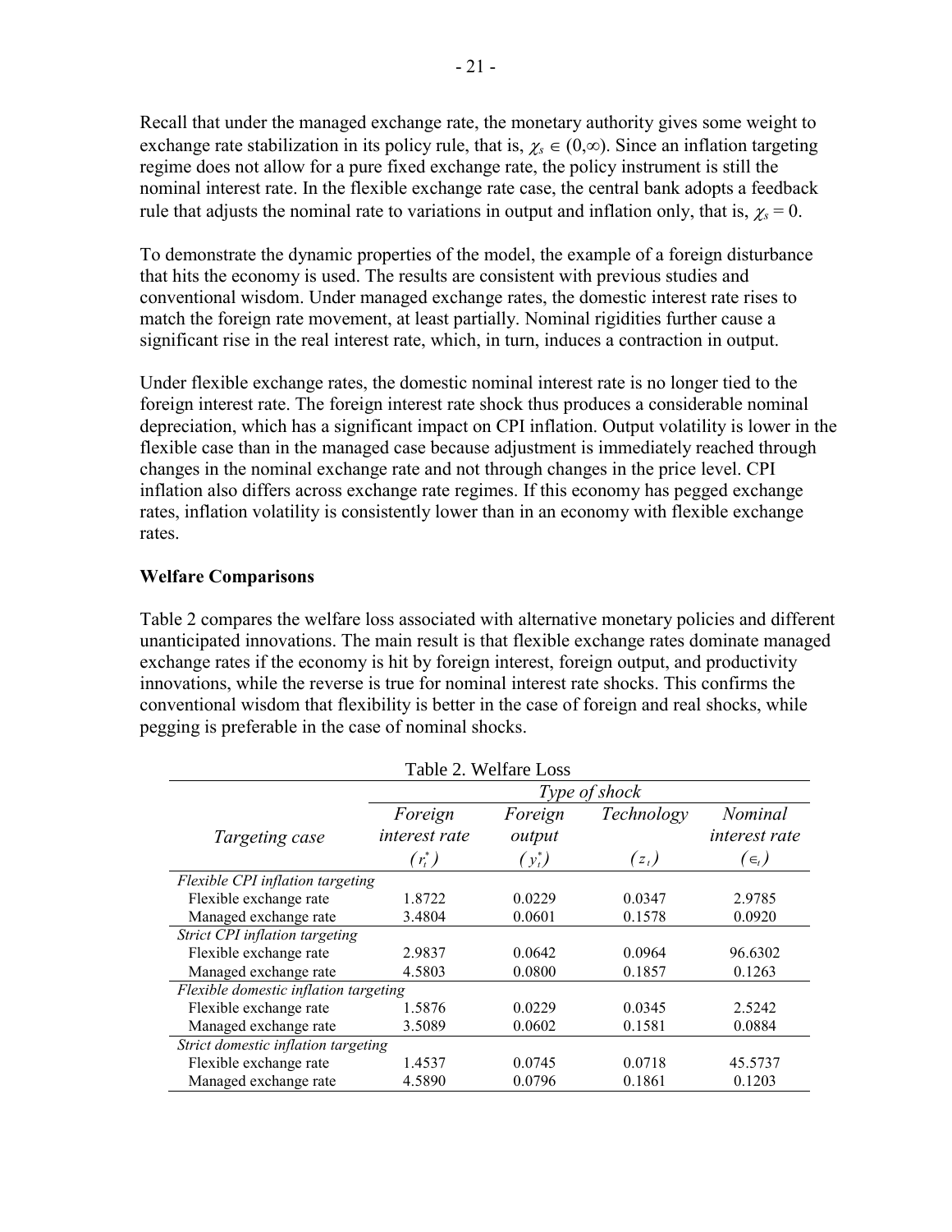Recall that under the managed exchange rate, the monetary authority gives some weight to exchange rate stabilization in its policy rule, that is, $\chi_s \in (0,\infty)$. Since an inflation targeting regime does not allow for a pure fixed exchange rate, the policy instrument is still the nominal interest rate. In the flexible exchange rate case, the central bank adopts a feedback rule that adjusts the nominal rate to variations in output and inflation only, that is, $\chi_s = 0$.

To demonstrate the dynamic properties of the model, the example of a foreign disturbance that hits the economy is used. The results are consistent with previous studies and conventional wisdom. Under managed exchange rates, the domestic interest rate rises to match the foreign rate movement, at least partially. Nominal rigidities further cause a significant rise in the real interest rate, which, in turn, induces a contraction in output.

Under flexible exchange rates, the domestic nominal interest rate is no longer tied to the foreign interest rate. The foreign interest rate shock thus produces a considerable nominal depreciation, which has a significant impact on CPI inflation. Output volatility is lower in the flexible case than in the managed case because adjustment is immediately reached through changes in the nominal exchange rate and not through changes in the price level. CPI inflation also differs across exchange rate regimes. If this economy has pegged exchange rates, inflation volatility is consistently lower than in an economy with flexible exchange rates.

**Welfare Comparisons**

Table 2 compares the welfare loss associated with alternative monetary policies and different unanticipated innovations. The main result is that flexible exchange rates dominate managed exchange rates if the economy is hit by foreign interest, foreign output, and productivity innovations, while the reverse is true for nominal interest rate shocks. This confirms the conventional wisdom that flexibility is better in the case of foreign and real shocks, while pegging is preferable in the case of nominal shocks.

Table 2. Welfare Loss

| *Targeting case* | *Type of shock* | | | |
|---|---|---|---|---|
| | *Foreign interest rate* $(r_t^*)$ | *Foreign output* $(y_t^*)$ | *Technology* $(z_t)$ | *Nominal interest rate* $(\in_t)$ |
| *Flexible CPI inflation targeting* | | | | |
| Flexible exchange rate | 1.8722 | 0.0229 | 0.0347 | 2.9785 |
| Managed exchange rate | 3.4804 | 0.0601 | 0.1578 | 0.0920 |
| *Strict CPI inflation targeting* | | | | |
| Flexible exchange rate | 2.9837 | 0.0642 | 0.0964 | 96.6302 |
| Managed exchange rate | 4.5803 | 0.0800 | 0.1857 | 0.1263 |
| *Flexible domestic inflation targeting* | | | | |
| Flexible exchange rate | 1.5876 | 0.0229 | 0.0345 | 2.5242 |
| Managed exchange rate | 3.5089 | 0.0602 | 0.1581 | 0.0884 |
| *Strict domestic inflation targeting* | | | | |
| Flexible exchange rate | 1.4537 | 0.0745 | 0.0718 | 45.5737 |
| Managed exchange rate | 4.5890 | 0.0796 | 0.1861 | 0.1203 |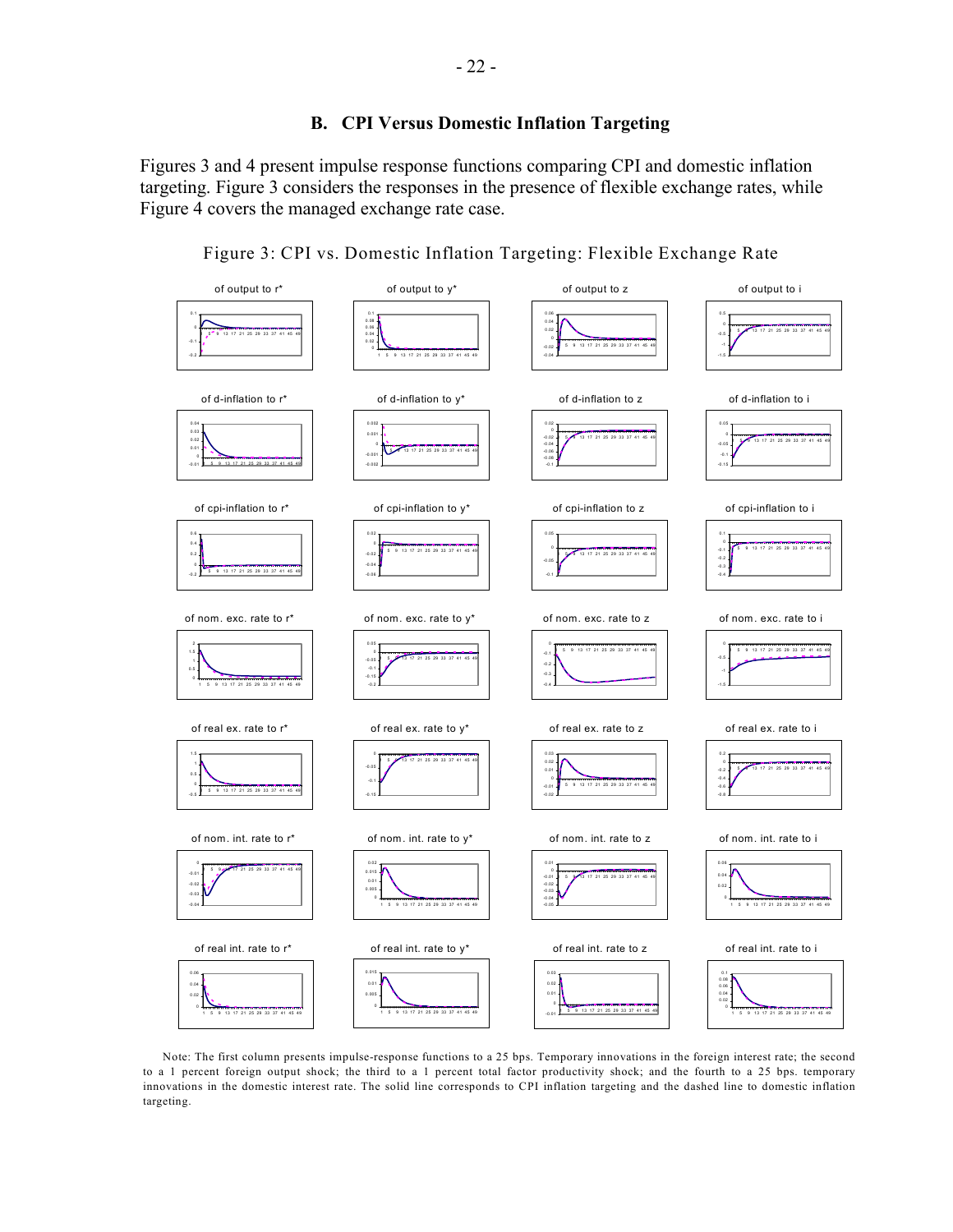### B. CPI Versus Domestic Inflation Targeting

Figures 3 and 4 present impulse response functions comparing CPI and domestic inflation targeting. Figure 3 considers the responses in the presence of flexible exchange rates, while Figure 4 covers the managed exchange rate case.

Figure 3: CPI vs. Domestic Inflation Targeting: Flexible Exchange Rate

Note: The first column presents impulse-response functions to a 25 bps. Temporary innovations in the foreign interest rate; the second to a 1 percent foreign output shock; the third to a 1 percent total factor productivity shock; and the fourth to a 25 bps. temporary innovations in the domestic interest rate. The solid line corresponds to CPI inflation targeting and the dashed line to domestic inflation targeting.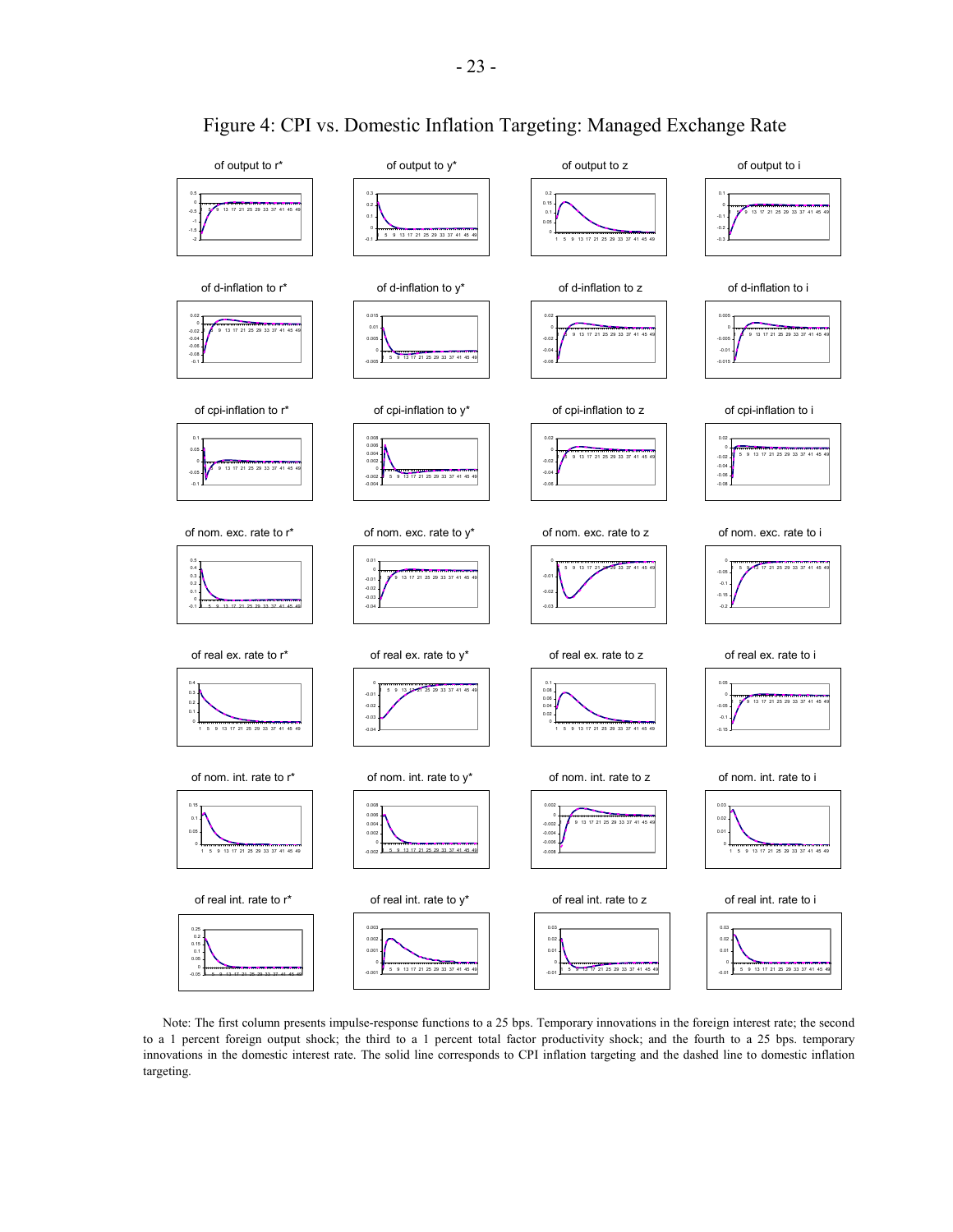# Figure 4: CPI vs. Domestic Inflation Targeting: Managed Exchange Rate

Note: The first column presents impulse-response functions to a 25 bps. Temporary innovations in the foreign interest rate; the second to a 1 percent foreign output shock; the third to a 1 percent total factor productivity shock; and the fourth to a 25 bps. temporary innovations in the domestic interest rate. The solid line corresponds to CPI inflation targeting and the dashed line to domestic inflation targeting.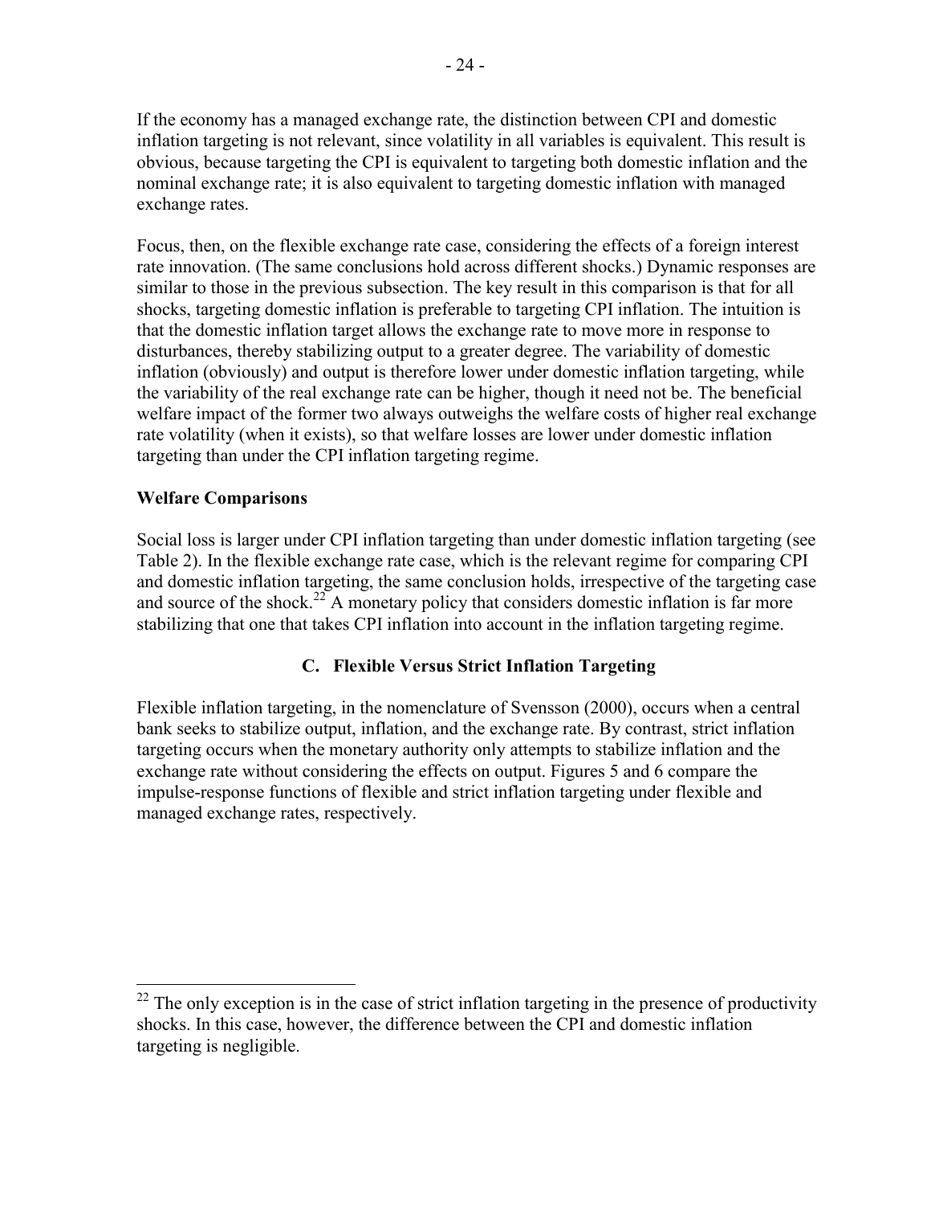If the economy has a managed exchange rate, the distinction between CPI and domestic inflation targeting is not relevant, since volatility in all variables is equivalent. This result is obvious, because targeting the CPI is equivalent to targeting both domestic inflation and the nominal exchange rate; it is also equivalent to targeting domestic inflation with managed exchange rates.

Focus, then, on the flexible exchange rate case, considering the effects of a foreign interest rate innovation. (The same conclusions hold across different shocks.) Dynamic responses are similar to those in the previous subsection. The key result in this comparison is that for all shocks, targeting domestic inflation is preferable to targeting CPI inflation. The intuition is that the domestic inflation target allows the exchange rate to move more in response to disturbances, thereby stabilizing output to a greater degree. The variability of domestic inflation (obviously) and output is therefore lower under domestic inflation targeting, while the variability of the real exchange rate can be higher, though it need not be. The beneficial welfare impact of the former two always outweighs the welfare costs of higher real exchange rate volatility (when it exists), so that welfare losses are lower under domestic inflation targeting than under the CPI inflation targeting regime.

**Welfare Comparisons**

Social loss is larger under CPI inflation targeting than under domestic inflation targeting (see Table 2). In the flexible exchange rate case, which is the relevant regime for comparing CPI and domestic inflation targeting, the same conclusion holds, irrespective of the targeting case and source of the shock.[22] A monetary policy that considers domestic inflation is far more stabilizing that one that takes CPI inflation into account in the inflation targeting regime.

## C. Flexible Versus Strict Inflation Targeting

Flexible inflation targeting, in the nomenclature of Svensson (2000), occurs when a central bank seeks to stabilize output, inflation, and the exchange rate. By contrast, strict inflation targeting occurs when the monetary authority only attempts to stabilize inflation and the exchange rate without considering the effects on output. Figures 5 and 6 compare the impulse-response functions of flexible and strict inflation targeting under flexible and managed exchange rates, respectively.

[22] The only exception is in the case of strict inflation targeting in the presence of productivity shocks. In this case, however, the difference between the CPI and domestic inflation targeting is negligible.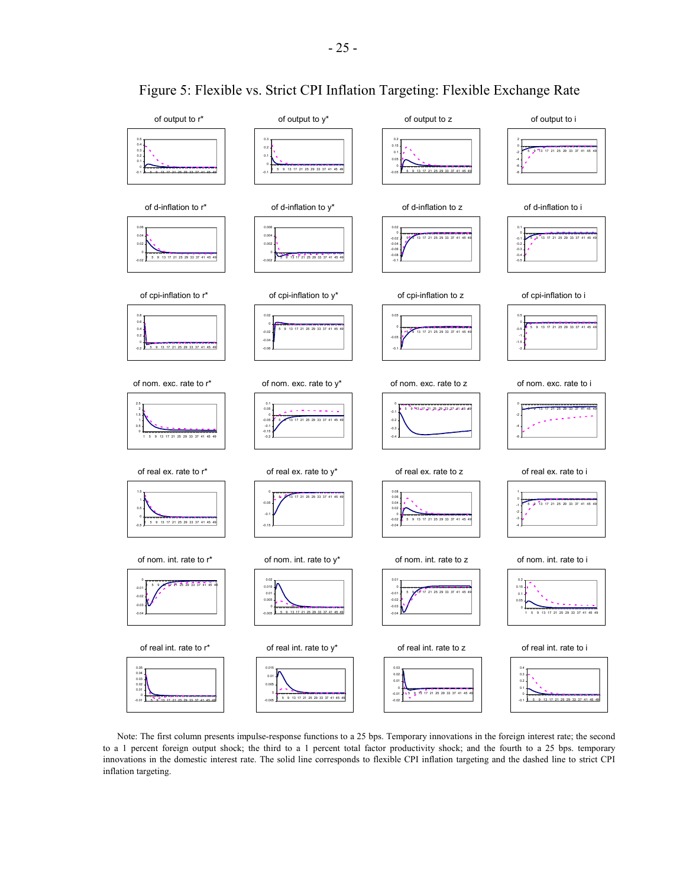# Figure 5: Flexible vs. Strict CPI Inflation Targeting: Flexible Exchange Rate

Note: The first column presents impulse-response functions to a 25 bps. Temporary innovations in the foreign interest rate; the second to a 1 percent foreign output shock; the third to a 1 percent total factor productivity shock; and the fourth to a 25 bps. temporary innovations in the domestic interest rate. The solid line corresponds to flexible CPI inflation targeting and the dashed line to strict CPI inflation targeting.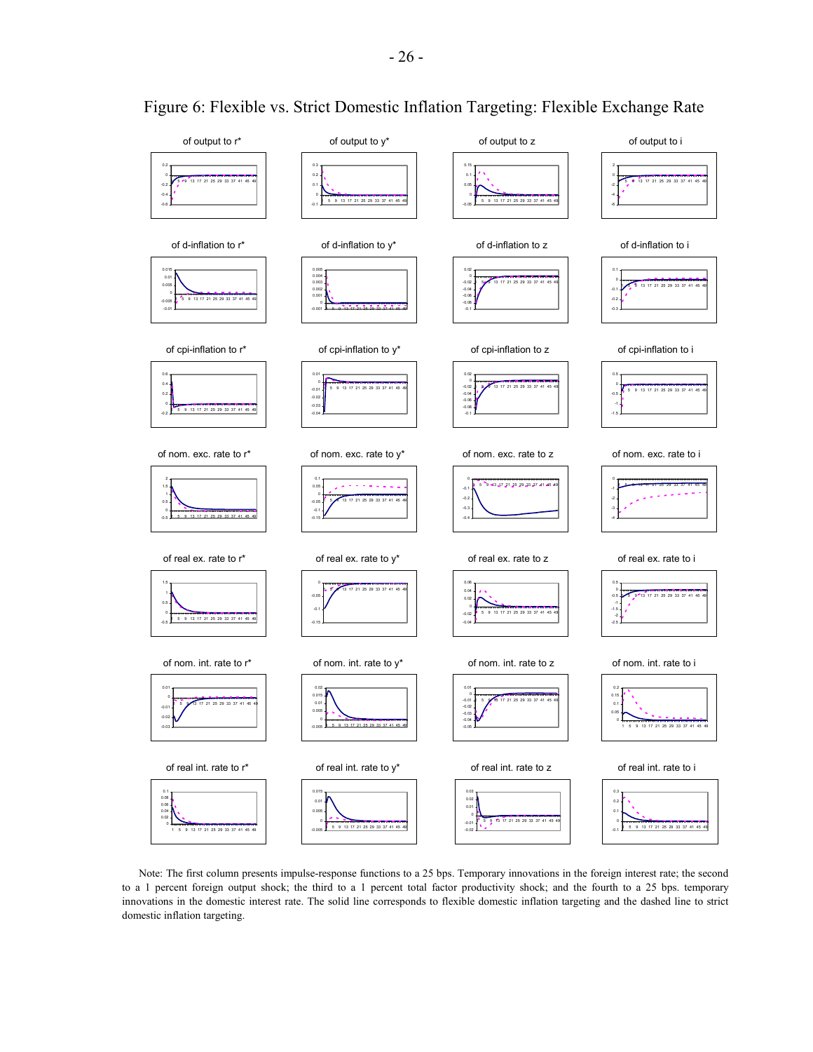# Figure 6: Flexible vs. Strict Domestic Inflation Targeting: Flexible Exchange Rate

of output to r* | of output to y* | of output to z | of output to i

of d-inflation to r* | of d-inflation to y* | of d-inflation to z | of d-inflation to i

of cpi-inflation to r* | of cpi-inflation to y* | of cpi-inflation to z | of cpi-inflation to i

of nom. exc. rate to r* | of nom. exc. rate to y* | of nom. exc. rate to z | of nom. exc. rate to i

of real ex. rate to r* | of real ex. rate to y* | of real ex. rate to z | of real ex. rate to i

of nom. int. rate to r* | of nom. int. rate to y* | of nom. int. rate to z | of nom. int. rate to i

of real int. rate to r* | of real int. rate to y* | of real int. rate to z | of real int. rate to i

Note: The first column presents impulse-response functions to a 25 bps. Temporary innovations in the foreign interest rate; the second to a 1 percent foreign output shock; the third to a 1 percent total factor productivity shock; and the fourth to a 25 bps. temporary innovations in the domestic interest rate. The solid line corresponds to flexible domestic inflation targeting and the dashed line to strict domestic inflation targeting.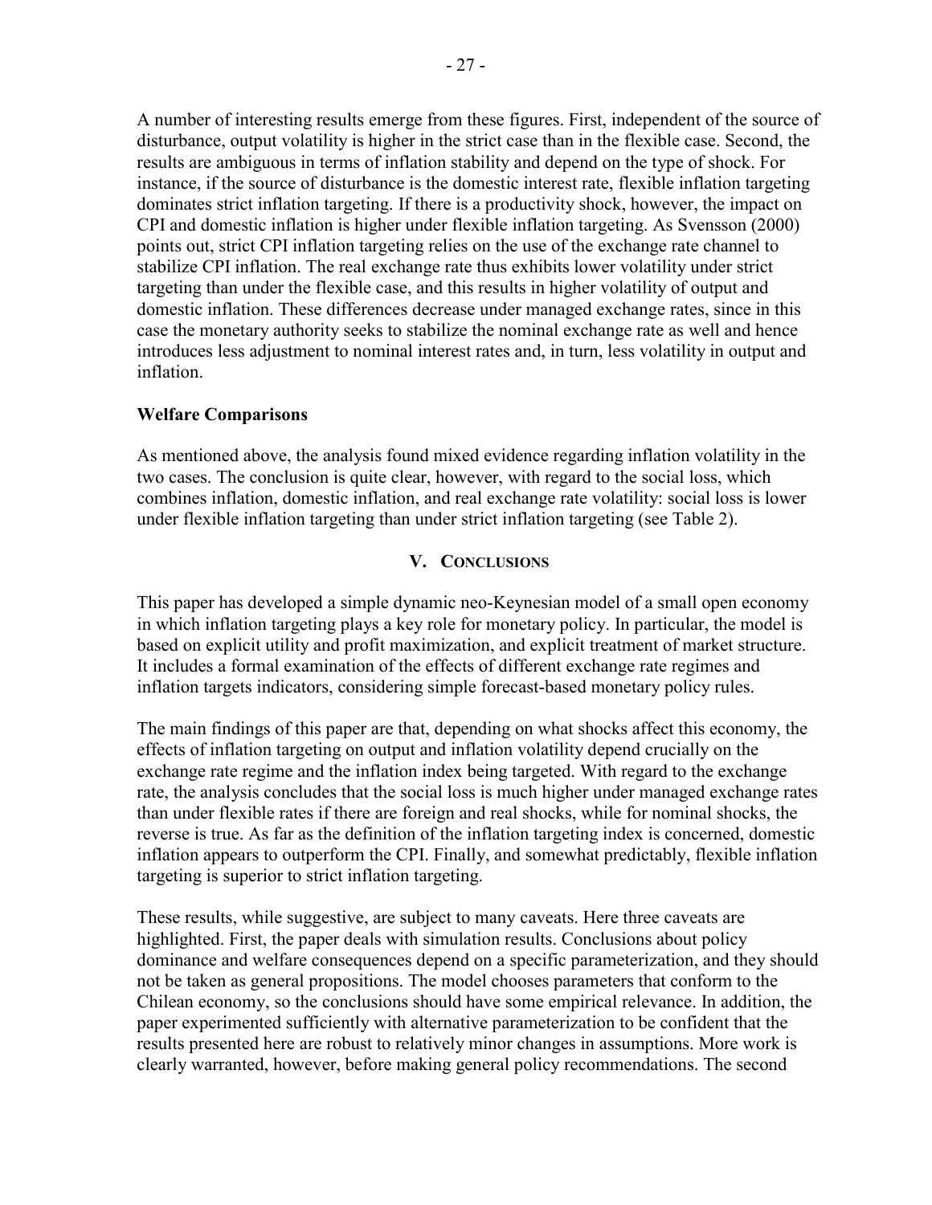A number of interesting results emerge from these figures. First, independent of the source of disturbance, output volatility is higher in the strict case than in the flexible case. Second, the results are ambiguous in terms of inflation stability and depend on the type of shock. For instance, if the source of disturbance is the domestic interest rate, flexible inflation targeting dominates strict inflation targeting. If there is a productivity shock, however, the impact on CPI and domestic inflation is higher under flexible inflation targeting. As Svensson (2000) points out, strict CPI inflation targeting relies on the use of the exchange rate channel to stabilize CPI inflation. The real exchange rate thus exhibits lower volatility under strict targeting than under the flexible case, and this results in higher volatility of output and domestic inflation. These differences decrease under managed exchange rates, since in this case the monetary authority seeks to stabilize the nominal exchange rate as well and hence introduces less adjustment to nominal interest rates and, in turn, less volatility in output and inflation.

**Welfare Comparisons**

As mentioned above, the analysis found mixed evidence regarding inflation volatility in the two cases. The conclusion is quite clear, however, with regard to the social loss, which combines inflation, domestic inflation, and real exchange rate volatility: social loss is lower under flexible inflation targeting than under strict inflation targeting (see Table 2).

## V. Conclusions

This paper has developed a simple dynamic neo-Keynesian model of a small open economy in which inflation targeting plays a key role for monetary policy. In particular, the model is based on explicit utility and profit maximization, and explicit treatment of market structure. It includes a formal examination of the effects of different exchange rate regimes and inflation targets indicators, considering simple forecast-based monetary policy rules.

The main findings of this paper are that, depending on what shocks affect this economy, the effects of inflation targeting on output and inflation volatility depend crucially on the exchange rate regime and the inflation index being targeted. With regard to the exchange rate, the analysis concludes that the social loss is much higher under managed exchange rates than under flexible rates if there are foreign and real shocks, while for nominal shocks, the reverse is true. As far as the definition of the inflation targeting index is concerned, domestic inflation appears to outperform the CPI. Finally, and somewhat predictably, flexible inflation targeting is superior to strict inflation targeting.

These results, while suggestive, are subject to many caveats. Here three caveats are highlighted. First, the paper deals with simulation results. Conclusions about policy dominance and welfare consequences depend on a specific parameterization, and they should not be taken as general propositions. The model chooses parameters that conform to the Chilean economy, so the conclusions should have some empirical relevance. In addition, the paper experimented sufficiently with alternative parameterization to be confident that the results presented here are robust to relatively minor changes in assumptions. More work is clearly warranted, however, before making general policy recommendations. The second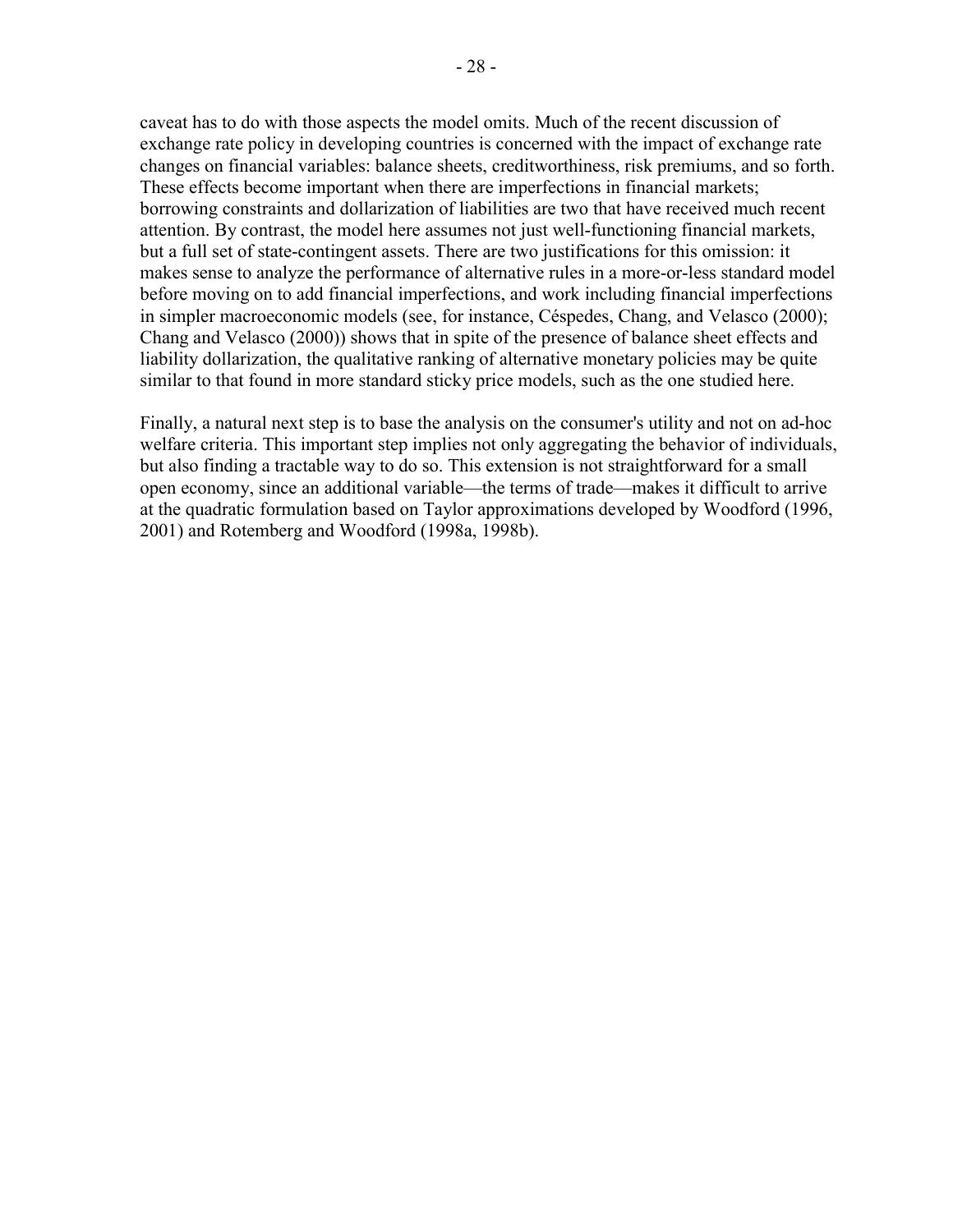caveat has to do with those aspects the model omits. Much of the recent discussion of exchange rate policy in developing countries is concerned with the impact of exchange rate changes on financial variables: balance sheets, creditworthiness, risk premiums, and so forth. These effects become important when there are imperfections in financial markets; borrowing constraints and dollarization of liabilities are two that have received much recent attention. By contrast, the model here assumes not just well-functioning financial markets, but a full set of state-contingent assets. There are two justifications for this omission: it makes sense to analyze the performance of alternative rules in a more-or-less standard model before moving on to add financial imperfections, and work including financial imperfections in simpler macroeconomic models (see, for instance, Céspedes, Chang, and Velasco (2000); Chang and Velasco (2000)) shows that in spite of the presence of balance sheet effects and liability dollarization, the qualitative ranking of alternative monetary policies may be quite similar to that found in more standard sticky price models, such as the one studied here.

Finally, a natural next step is to base the analysis on the consumer's utility and not on ad-hoc welfare criteria. This important step implies not only aggregating the behavior of individuals, but also finding a tractable way to do so. This extension is not straightforward for a small open economy, since an additional variable—the terms of trade—makes it difficult to arrive at the quadratic formulation based on Taylor approximations developed by Woodford (1996, 2001) and Rotemberg and Woodford (1998a, 1998b).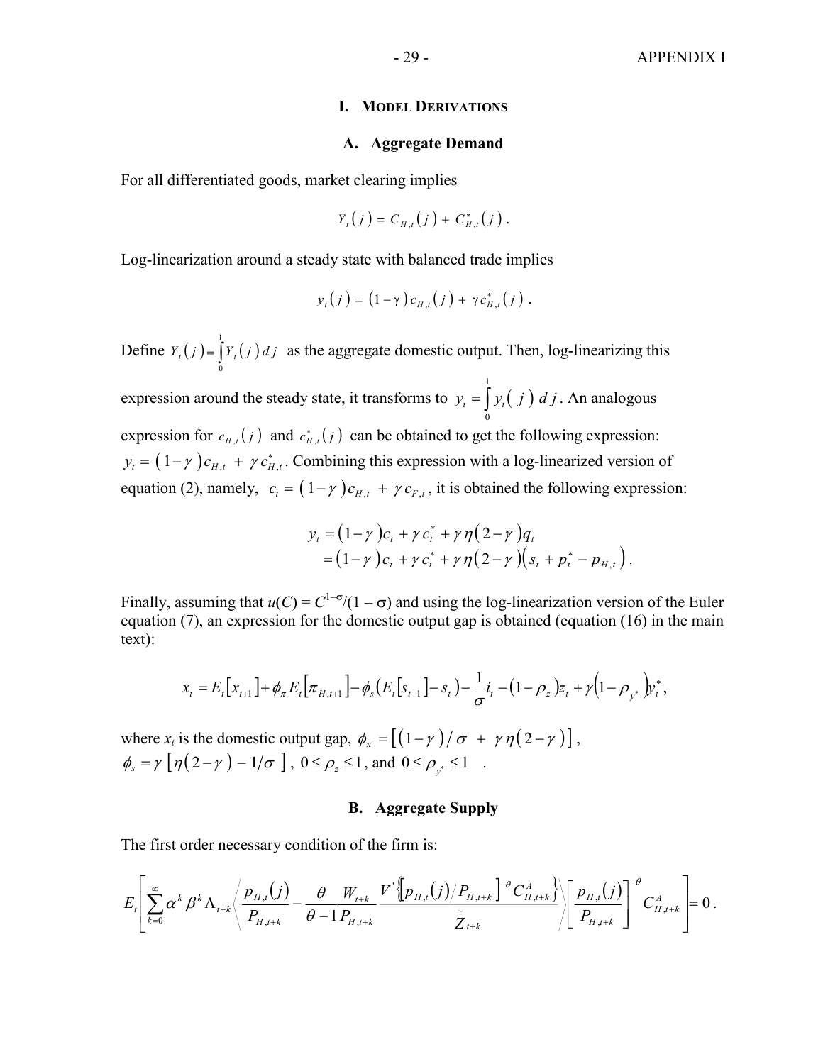# I. Model Derivations

## A. Aggregate Demand

For all differentiated goods, market clearing implies

$$Y_t(j) = C_{H,t}(j) + C^*_{H,t}(j).$$

Log-linearization around a steady state with balanced trade implies

$$y_t(j) = (1-\gamma)\, c_{H,t}(j) + \gamma c^*_{H,t}(j).$$

Define $Y_t(j) \equiv \int_0^1 Y_t(j)\, dj$ as the aggregate domestic output. Then, log-linearizing this expression around the steady state, it transforms to $y_t = \int_0^1 y_t(j)\, dj$. An analogous expression for $c_{H,t}(j)$ and $c^*_{H,t}(j)$ can be obtained to get the following expression: $y_t = (1-\gamma)c_{H,t} + \gamma c^*_{H,t}$. Combining this expression with a log-linearized version of equation (2), namely, $c_t = (1-\gamma)c_{H,t} + \gamma c_{F,t}$, it is obtained the following expression:

$$\begin{aligned} y_t &= (1-\gamma)c_t + \gamma c^*_t + \gamma\eta(2-\gamma)q_t \\ &= (1-\gamma)c_t + \gamma c^*_t + \gamma\eta(2-\gamma)\left(s_t + p^*_t - p_{H,t}\right). \end{aligned}$$

Finally, assuming that $u(C) = C^{1-\sigma}/(1-\sigma)$ and using the log-linearization version of the Euler equation (7), an expression for the domestic output gap is obtained (equation (16) in the main text):

$$x_t = E_t[x_{t+1}] + \phi_\pi E_t[\pi_{H,t+1}] - \phi_s\left(E_t[s_{t+1}] - s_t\right) - \frac{1}{\sigma} i_t - (1-\rho_z) z_t + \gamma\left(1-\rho_{y^*}\right) y^*_t,$$

where $x_t$ is the domestic output gap, $\phi_\pi = \left[(1-\gamma)/\sigma + \gamma\eta(2-\gamma)\right]$, $\phi_s = \gamma\left[\eta(2-\gamma) - 1/\sigma\right]$, $0 \le \rho_z \le 1$, and $0 \le \rho_{y^*} \le 1$ .

## B. Aggregate Supply

The first order necessary condition of the firm is:

$$E_t\left[\sum_{k=0}^{\infty} \alpha^k \beta^k \Lambda_{t+k} \left\langle \frac{p_{H,t}(j)}{P_{H,t+k}} - \frac{\theta}{\theta-1} \frac{W_{t+k}}{P_{H,t+k}} \frac{V'\left\{\left[p_{H,t}(j)/P_{H,t+k}\right]^{-\theta} C^A_{H,t+k}\right\}}{\tilde{Z}_{t+k}} \right\rangle \left[\frac{p_{H,t}(j)}{P_{H,t+k}}\right]^{-\theta} C^A_{H,t+k}\right] = 0.$$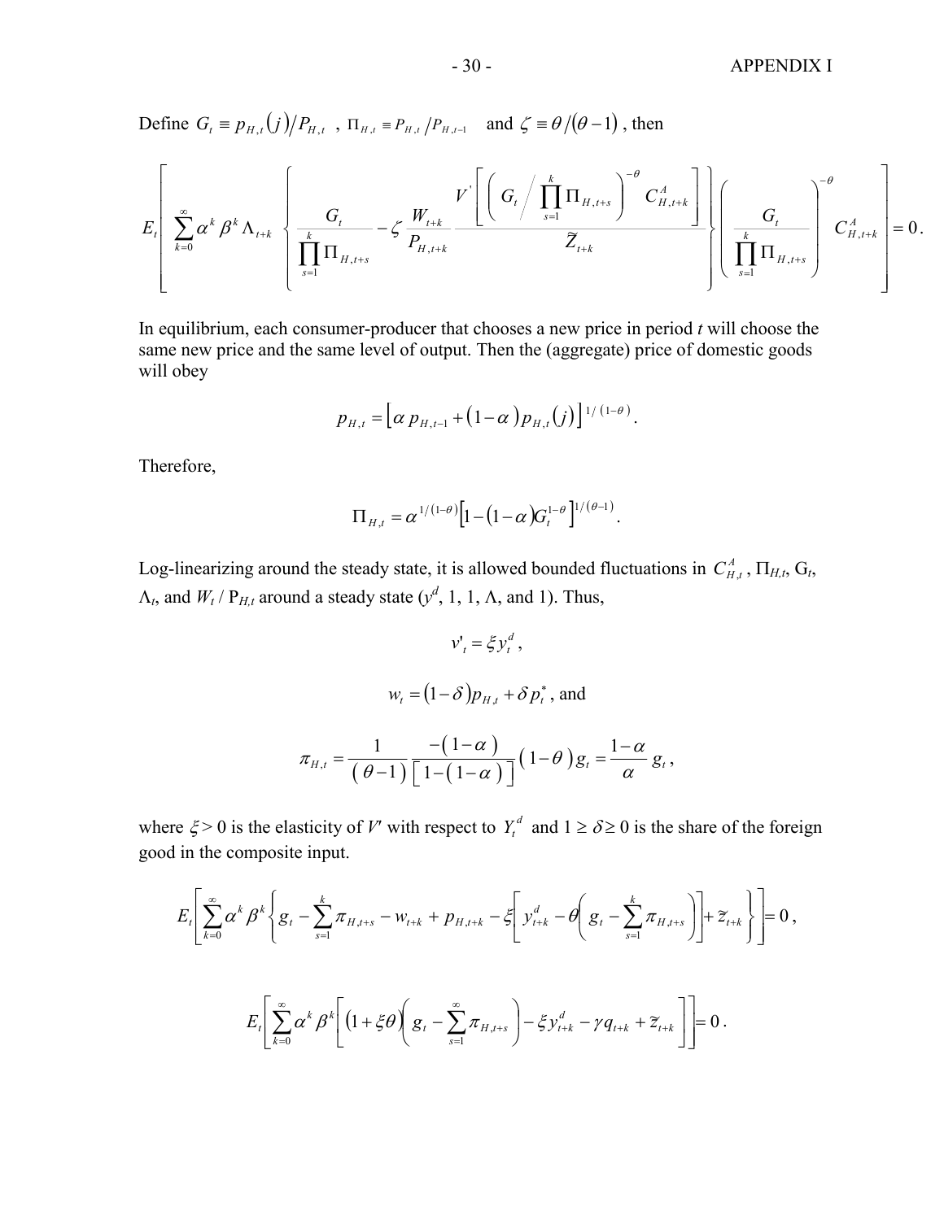Define $G_t \equiv p_{H,t}(j)/P_{H,t}$ , $\Pi_{H,t} \equiv P_{H,t}/P_{H,t-1}$ and $\zeta \equiv \theta/(\theta-1)$ , then

$$
E_t\left[\sum_{k=0}^{\infty}\alpha^k\beta^k\Lambda_{t+k}\left\{\frac{G_t}{\prod_{s=1}^{k}\Pi_{H,t+s}}-\zeta\frac{W_{t+k}}{P_{H,t+k}}\frac{V'\left[\left(G_t\Big/\prod_{s=1}^{k}\Pi_{H,t+s}\right)^{-\theta}C_{H,t+k}^{A}\right]}{\tilde{Z}_{t+k}}\right\}\left(\frac{G_t}{\prod_{s=1}^{k}\Pi_{H,t+s}}\right)^{-\theta}C_{H,t+k}^{A}\right]=0.
$$

In equilibrium, each consumer-producer that chooses a new price in period *t* will choose the same new price and the same level of output. Then the (aggregate) price of domestic goods will obey

$$
p_{H,t}=\left[\alpha\, p_{H,t-1}+(1-\alpha)\,p_{H,t}(j)\right]^{1/(1-\theta)}.
$$

Therefore,

$$
\Pi_{H,t}=\alpha^{1/(1-\theta)}\left[1-(1-\alpha)G_t^{1-\theta}\right]^{1/(\theta-1)}.
$$

Log-linearizing around the steady state, it is allowed bounded fluctuations in $C_{H,t}^{A}$ , $\Pi_{H,t}$, $G_t$, $\Lambda_t$, and $W_t / P_{H,t}$ around a steady state ($y^d$, 1, 1, $\Lambda$, and 1). Thus,

$$
v'_t=\xi y_t^d ,
$$

$$
w_t=(1-\delta)p_{H,t}+\delta p_t^{*} \text{, and}
$$

$$
\pi_{H,t}=\frac{1}{(\theta-1)}\frac{-(1-\alpha)}{\left[1-(1-\alpha)\right]}(1-\theta)\,g_t=\frac{1-\alpha}{\alpha}\,g_t ,
$$

where $\xi > 0$ is the elasticity of $V'$ with respect to $Y_t^d$ and $1 \geq \delta \geq 0$ is the share of the foreign good in the composite input.

$$
E_t\left[\sum_{k=0}^{\infty}\alpha^k\beta^k\left\{g_t-\sum_{s=1}^{k}\pi_{H,t+s}-w_{t+k}+p_{H,t+k}-\xi\left[y_{t+k}^d-\theta\left(g_t-\sum_{s=1}^{k}\pi_{H,t+s}\right)\right]+\tilde{z}_{t+k}\right\}\right]=0 ,
$$

$$
E_t\left[\sum_{k=0}^{\infty}\alpha^k\beta^k\left[(1+\xi\theta)\left(g_t-\sum_{s=1}^{\infty}\pi_{H,t+s}\right)-\xi y_{t+k}^d-\gamma q_{t+k}+\tilde{z}_{t+k}\right]\right]=0 .
$$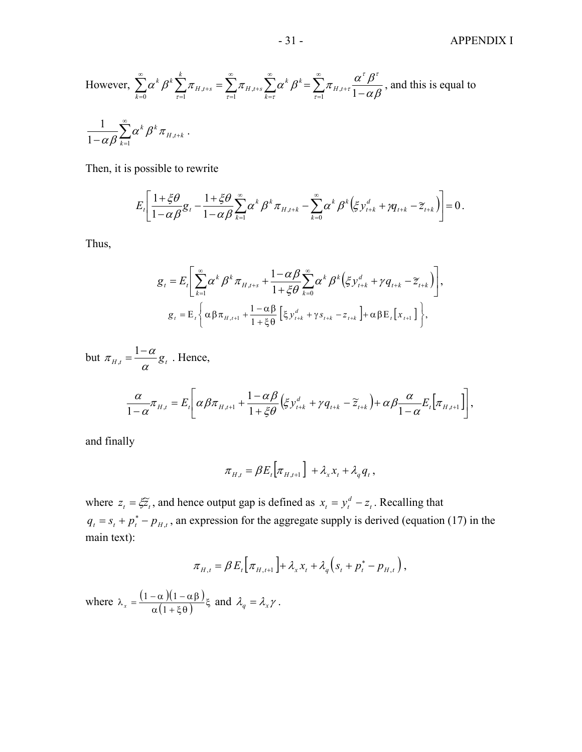However, $\sum_{k=0}^{\infty}\alpha^k \beta^k \sum_{\tau=1}^{k}\pi_{H,t+s} = \sum_{\tau=1}^{\infty}\pi_{H,t+s}\sum_{k=\tau}^{\infty}\alpha^k \beta^k = \sum_{\tau=1}^{\infty}\pi_{H,t+\tau}\frac{\alpha^\tau \beta^\tau}{1-\alpha\beta}$, and this is equal to

$\frac{1}{1-\alpha\beta}\sum_{k=1}^{\infty}\alpha^k \beta^k \pi_{H,t+k}$.

Then, it is possible to rewrite

$$E_t\left[\frac{1+\xi\theta}{1-\alpha\beta}g_t - \frac{1+\xi\theta}{1-\alpha\beta}\sum_{k=1}^{\infty}\alpha^k \beta^k \pi_{H,t+k} - \sum_{k=0}^{\infty}\alpha^k \beta^k \left(\xi y_{t+k}^d + \gamma q_{t+k} - \tilde{z}_{t+k}\right)\right] = 0.$$

Thus,

$$g_t = E_t\left[\sum_{k=1}^{\infty}\alpha^k \beta^k \pi_{H,t+s} + \frac{1-\alpha\beta}{1+\xi\theta}\sum_{k=0}^{\infty}\alpha^k \beta^k \left(\xi y_{t+k}^d + \gamma q_{t+k} - \tilde{z}_{t+k}\right)\right],$$

$$g_t = \mathrm{E}_t\left\{\alpha\beta\pi_{H,t+1} + \frac{1-\alpha\beta}{1+\xi\theta}\left[\xi y_{t+k}^d + \gamma s_{t+k} - z_{t+k}\right] + \alpha\beta\mathrm{E}_t\left[x_{t+1}\right]\right\},$$

but $\pi_{H,t} = \frac{1-\alpha}{\alpha}g_t$ . Hence,

$$\frac{\alpha}{1-\alpha}\pi_{H,t} = E_t\left[\alpha\beta\pi_{H,t+1} + \frac{1-\alpha\beta}{1+\xi\theta}\left(\xi y_{t+k}^d + \gamma q_{t+k} - \tilde{z}_{t+k}\right) + \alpha\beta\frac{\alpha}{1-\alpha}E_t\left[\pi_{H,t+1}\right]\right],$$

and finally

$$\pi_{H,t} = \beta E_t\left[\pi_{H,t+1}\right] + \lambda_x x_t + \lambda_q q_t,$$

where $z_t = \xi\tilde{z}_t$, and hence output gap is defined as $x_t = y_t^d - z_t$. Recalling that $q_t = s_t + p_t^* - p_{H,t}$, an expression for the aggregate supply is derived (equation (17) in the main text):

$$\pi_{H,t} = \beta E_t\left[\pi_{H,t+1}\right] + \lambda_x x_t + \lambda_q\left(s_t + p_t^* - p_{H,t}\right),$$

where $\lambda_x = \frac{(1-\alpha)(1-\alpha\beta)}{\alpha(1+\xi\theta)}\xi$ and $\lambda_q = \lambda_x\gamma$.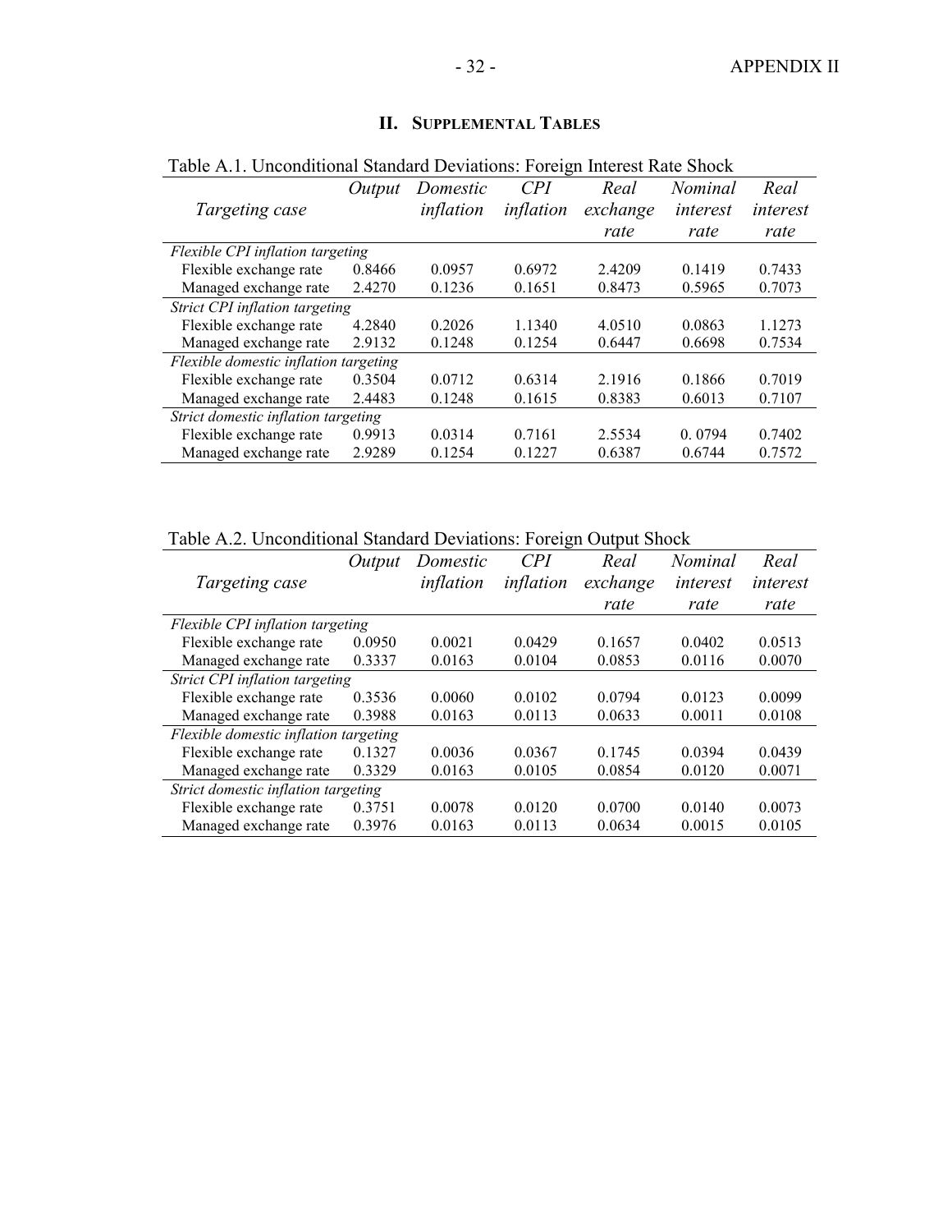## II. Supplemental Tables

Table A.1. Unconditional Standard Deviations: Foreign Interest Rate Shock

| *Targeting case* | *Output* | *Domestic inflation* | *CPI inflation* | *Real exchange rate* | *Nominal interest rate* | *Real interest rate* |
|---|---|---|---|---|---|---|
| *Flexible CPI inflation targeting* | | | | | | |
| Flexible exchange rate | 0.8466 | 0.0957 | 0.6972 | 2.4209 | 0.1419 | 0.7433 |
| Managed exchange rate | 2.4270 | 0.1236 | 0.1651 | 0.8473 | 0.5965 | 0.7073 |
| *Strict CPI inflation targeting* | | | | | | |
| Flexible exchange rate | 4.2840 | 0.2026 | 1.1340 | 4.0510 | 0.0863 | 1.1273 |
| Managed exchange rate | 2.9132 | 0.1248 | 0.1254 | 0.6447 | 0.6698 | 0.7534 |
| *Flexible domestic inflation targeting* | | | | | | |
| Flexible exchange rate | 0.3504 | 0.0712 | 0.6314 | 2.1916 | 0.1866 | 0.7019 |
| Managed exchange rate | 2.4483 | 0.1248 | 0.1615 | 0.8383 | 0.6013 | 0.7107 |
| *Strict domestic inflation targeting* | | | | | | |
| Flexible exchange rate | 0.9913 | 0.0314 | 0.7161 | 2.5534 | 0. 0794 | 0.7402 |
| Managed exchange rate | 2.9289 | 0.1254 | 0.1227 | 0.6387 | 0.6744 | 0.7572 |

Table A.2. Unconditional Standard Deviations: Foreign Output Shock

| *Targeting case* | *Output* | *Domestic inflation* | *CPI inflation* | *Real exchange rate* | *Nominal interest rate* | *Real interest rate* |
|---|---|---|---|---|---|---|
| *Flexible CPI inflation targeting* | | | | | | |
| Flexible exchange rate | 0.0950 | 0.0021 | 0.0429 | 0.1657 | 0.0402 | 0.0513 |
| Managed exchange rate | 0.3337 | 0.0163 | 0.0104 | 0.0853 | 0.0116 | 0.0070 |
| *Strict CPI inflation targeting* | | | | | | |
| Flexible exchange rate | 0.3536 | 0.0060 | 0.0102 | 0.0794 | 0.0123 | 0.0099 |
| Managed exchange rate | 0.3988 | 0.0163 | 0.0113 | 0.0633 | 0.0011 | 0.0108 |
| *Flexible domestic inflation targeting* | | | | | | |
| Flexible exchange rate | 0.1327 | 0.0036 | 0.0367 | 0.1745 | 0.0394 | 0.0439 |
| Managed exchange rate | 0.3329 | 0.0163 | 0.0105 | 0.0854 | 0.0120 | 0.0071 |
| *Strict domestic inflation targeting* | | | | | | |
| Flexible exchange rate | 0.3751 | 0.0078 | 0.0120 | 0.0700 | 0.0140 | 0.0073 |
| Managed exchange rate | 0.3976 | 0.0163 | 0.0113 | 0.0634 | 0.0015 | 0.0105 |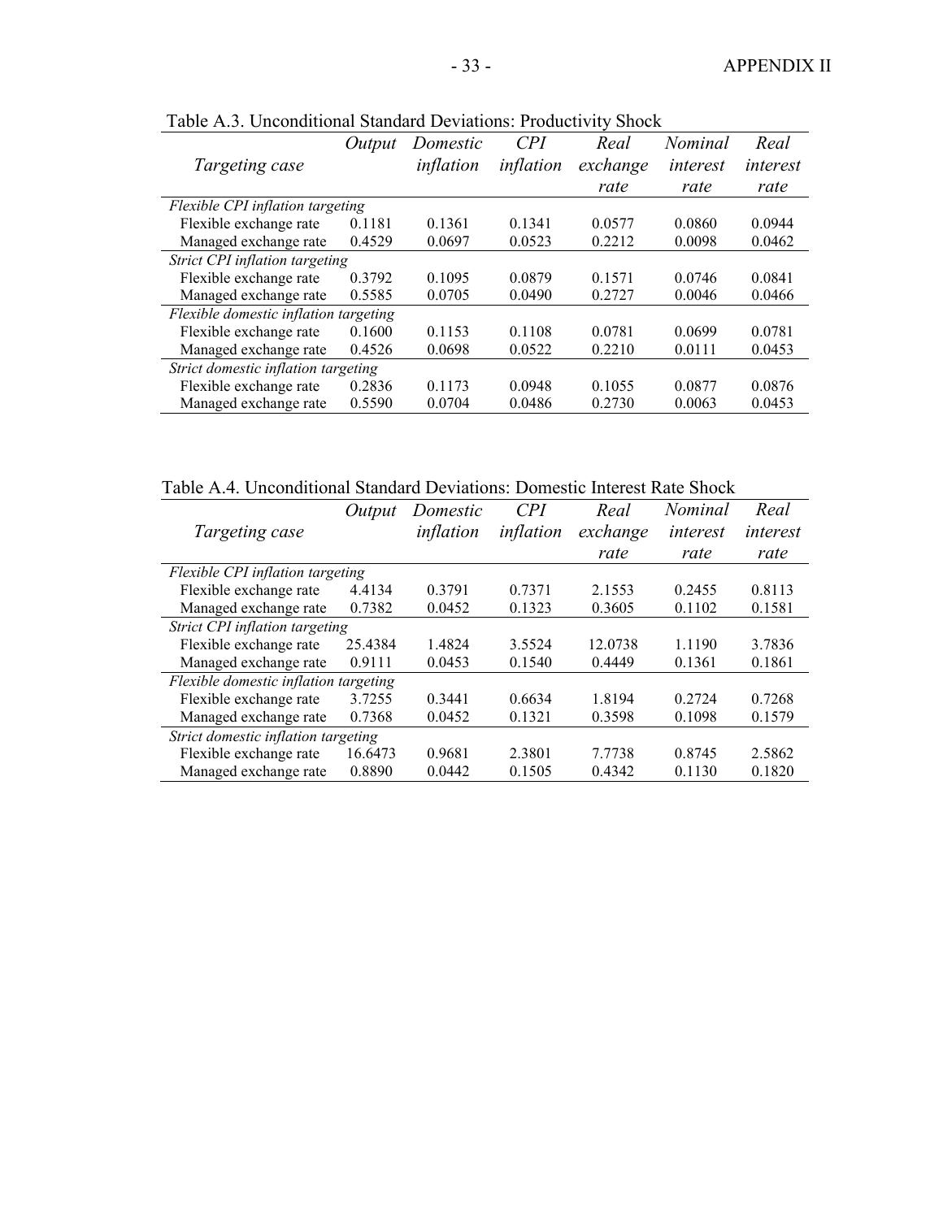Table A.3. Unconditional Standard Deviations: Productivity Shock

| *Targeting case* | *Output* | *Domestic inflation* | *CPI inflation* | *Real exchange rate* | *Nominal interest rate* | *Real interest rate* |
|---|---|---|---|---|---|---|
| *Flexible CPI inflation targeting* | | | | | | |
| Flexible exchange rate | 0.1181 | 0.1361 | 0.1341 | 0.0577 | 0.0860 | 0.0944 |
| Managed exchange rate | 0.4529 | 0.0697 | 0.0523 | 0.2212 | 0.0098 | 0.0462 |
| *Strict CPI inflation targeting* | | | | | | |
| Flexible exchange rate | 0.3792 | 0.1095 | 0.0879 | 0.1571 | 0.0746 | 0.0841 |
| Managed exchange rate | 0.5585 | 0.0705 | 0.0490 | 0.2727 | 0.0046 | 0.0466 |
| *Flexible domestic inflation targeting* | | | | | | |
| Flexible exchange rate | 0.1600 | 0.1153 | 0.1108 | 0.0781 | 0.0699 | 0.0781 |
| Managed exchange rate | 0.4526 | 0.0698 | 0.0522 | 0.2210 | 0.0111 | 0.0453 |
| *Strict domestic inflation targeting* | | | | | | |
| Flexible exchange rate | 0.2836 | 0.1173 | 0.0948 | 0.1055 | 0.0877 | 0.0876 |
| Managed exchange rate | 0.5590 | 0.0704 | 0.0486 | 0.2730 | 0.0063 | 0.0453 |

Table A.4. Unconditional Standard Deviations: Domestic Interest Rate Shock

| *Targeting case* | *Output* | *Domestic inflation* | *CPI inflation* | *Real exchange rate* | *Nominal interest rate* | *Real interest rate* |
|---|---|---|---|---|---|---|
| *Flexible CPI inflation targeting* | | | | | | |
| Flexible exchange rate | 4.4134 | 0.3791 | 0.7371 | 2.1553 | 0.2455 | 0.8113 |
| Managed exchange rate | 0.7382 | 0.0452 | 0.1323 | 0.3605 | 0.1102 | 0.1581 |
| *Strict CPI inflation targeting* | | | | | | |
| Flexible exchange rate | 25.4384 | 1.4824 | 3.5524 | 12.0738 | 1.1190 | 3.7836 |
| Managed exchange rate | 0.9111 | 0.0453 | 0.1540 | 0.4449 | 0.1361 | 0.1861 |
| *Flexible domestic inflation targeting* | | | | | | |
| Flexible exchange rate | 3.7255 | 0.3441 | 0.6634 | 1.8194 | 0.2724 | 0.7268 |
| Managed exchange rate | 0.7368 | 0.0452 | 0.1321 | 0.3598 | 0.1098 | 0.1579 |
| *Strict domestic inflation targeting* | | | | | | |
| Flexible exchange rate | 16.6473 | 0.9681 | 2.3801 | 7.7738 | 0.8745 | 2.5862 |
| Managed exchange rate | 0.8890 | 0.0442 | 0.1505 | 0.4342 | 0.1130 | 0.1820 |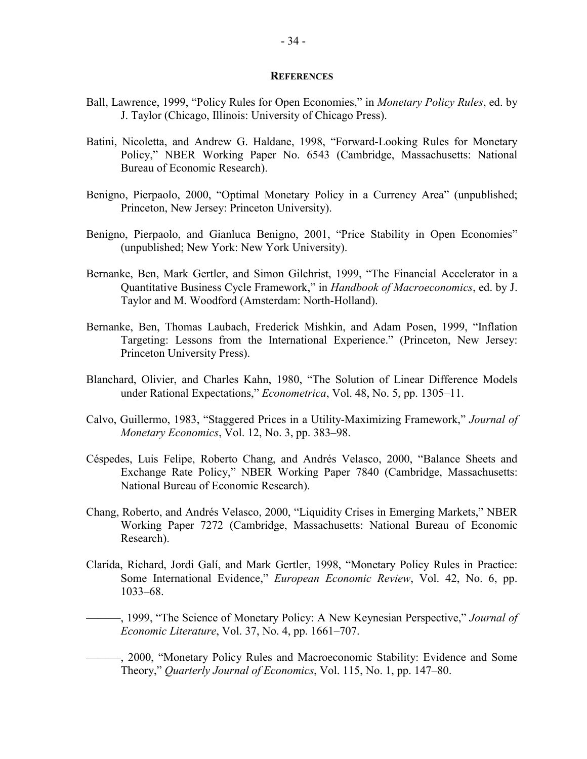## REFERENCES

Ball, Lawrence, 1999, "Policy Rules for Open Economies," in *Monetary Policy Rules*, ed. by J. Taylor (Chicago, Illinois: University of Chicago Press).

Batini, Nicoletta, and Andrew G. Haldane, 1998, "Forward-Looking Rules for Monetary Policy," NBER Working Paper No. 6543 (Cambridge, Massachusetts: National Bureau of Economic Research).

Benigno, Pierpaolo, 2000, "Optimal Monetary Policy in a Currency Area" (unpublished; Princeton, New Jersey: Princeton University).

Benigno, Pierpaolo, and Gianluca Benigno, 2001, "Price Stability in Open Economies" (unpublished; New York: New York University).

Bernanke, Ben, Mark Gertler, and Simon Gilchrist, 1999, "The Financial Accelerator in a Quantitative Business Cycle Framework," in *Handbook of Macroeconomics*, ed. by J. Taylor and M. Woodford (Amsterdam: North-Holland).

Bernanke, Ben, Thomas Laubach, Frederick Mishkin, and Adam Posen, 1999, "Inflation Targeting: Lessons from the International Experience." (Princeton, New Jersey: Princeton University Press).

Blanchard, Olivier, and Charles Kahn, 1980, "The Solution of Linear Difference Models under Rational Expectations," *Econometrica*, Vol. 48, No. 5, pp. 1305–11.

Calvo, Guillermo, 1983, "Staggered Prices in a Utility-Maximizing Framework," *Journal of Monetary Economics*, Vol. 12, No. 3, pp. 383–98.

Céspedes, Luis Felipe, Roberto Chang, and Andrés Velasco, 2000, "Balance Sheets and Exchange Rate Policy," NBER Working Paper 7840 (Cambridge, Massachusetts: National Bureau of Economic Research).

Chang, Roberto, and Andrés Velasco, 2000, "Liquidity Crises in Emerging Markets," NBER Working Paper 7272 (Cambridge, Massachusetts: National Bureau of Economic Research).

Clarida, Richard, Jordi Galí, and Mark Gertler, 1998, "Monetary Policy Rules in Practice: Some International Evidence," *European Economic Review*, Vol. 42, No. 6, pp. 1033–68.

———, 1999, "The Science of Monetary Policy: A New Keynesian Perspective," *Journal of Economic Literature*, Vol. 37, No. 4, pp. 1661–707.

———, 2000, "Monetary Policy Rules and Macroeconomic Stability: Evidence and Some Theory," *Quarterly Journal of Economics*, Vol. 115, No. 1, pp. 147–80.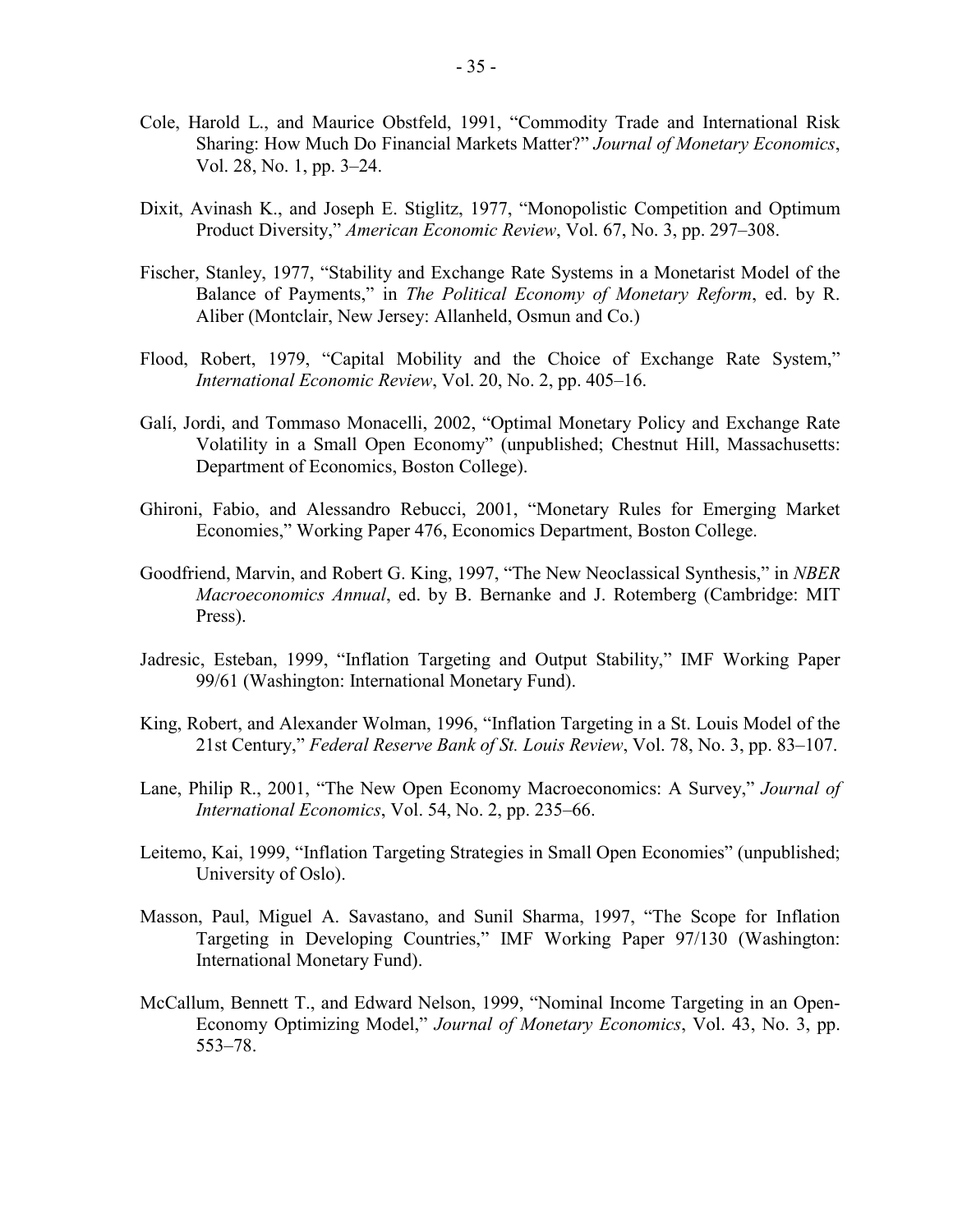Cole, Harold L., and Maurice Obstfeld, 1991, "Commodity Trade and International Risk Sharing: How Much Do Financial Markets Matter?" *Journal of Monetary Economics*, Vol. 28, No. 1, pp. 3–24.

Dixit, Avinash K., and Joseph E. Stiglitz, 1977, "Monopolistic Competition and Optimum Product Diversity," *American Economic Review*, Vol. 67, No. 3, pp. 297–308.

Fischer, Stanley, 1977, "Stability and Exchange Rate Systems in a Monetarist Model of the Balance of Payments," in *The Political Economy of Monetary Reform*, ed. by R. Aliber (Montclair, New Jersey: Allanheld, Osmun and Co.)

Flood, Robert, 1979, "Capital Mobility and the Choice of Exchange Rate System," *International Economic Review*, Vol. 20, No. 2, pp. 405–16.

Galí, Jordi, and Tommaso Monacelli, 2002, "Optimal Monetary Policy and Exchange Rate Volatility in a Small Open Economy" (unpublished; Chestnut Hill, Massachusetts: Department of Economics, Boston College).

Ghironi, Fabio, and Alessandro Rebucci, 2001, "Monetary Rules for Emerging Market Economies," Working Paper 476, Economics Department, Boston College.

Goodfriend, Marvin, and Robert G. King, 1997, "The New Neoclassical Synthesis," in *NBER Macroeconomics Annual*, ed. by B. Bernanke and J. Rotemberg (Cambridge: MIT Press).

Jadresic, Esteban, 1999, "Inflation Targeting and Output Stability," IMF Working Paper 99/61 (Washington: International Monetary Fund).

King, Robert, and Alexander Wolman, 1996, "Inflation Targeting in a St. Louis Model of the 21st Century," *Federal Reserve Bank of St. Louis Review*, Vol. 78, No. 3, pp. 83–107.

Lane, Philip R., 2001, "The New Open Economy Macroeconomics: A Survey," *Journal of International Economics*, Vol. 54, No. 2, pp. 235–66.

Leitemo, Kai, 1999, "Inflation Targeting Strategies in Small Open Economies" (unpublished; University of Oslo).

Masson, Paul, Miguel A. Savastano, and Sunil Sharma, 1997, "The Scope for Inflation Targeting in Developing Countries," IMF Working Paper 97/130 (Washington: International Monetary Fund).

McCallum, Bennett T., and Edward Nelson, 1999, "Nominal Income Targeting in an Open-Economy Optimizing Model," *Journal of Monetary Economics*, Vol. 43, No. 3, pp. 553–78.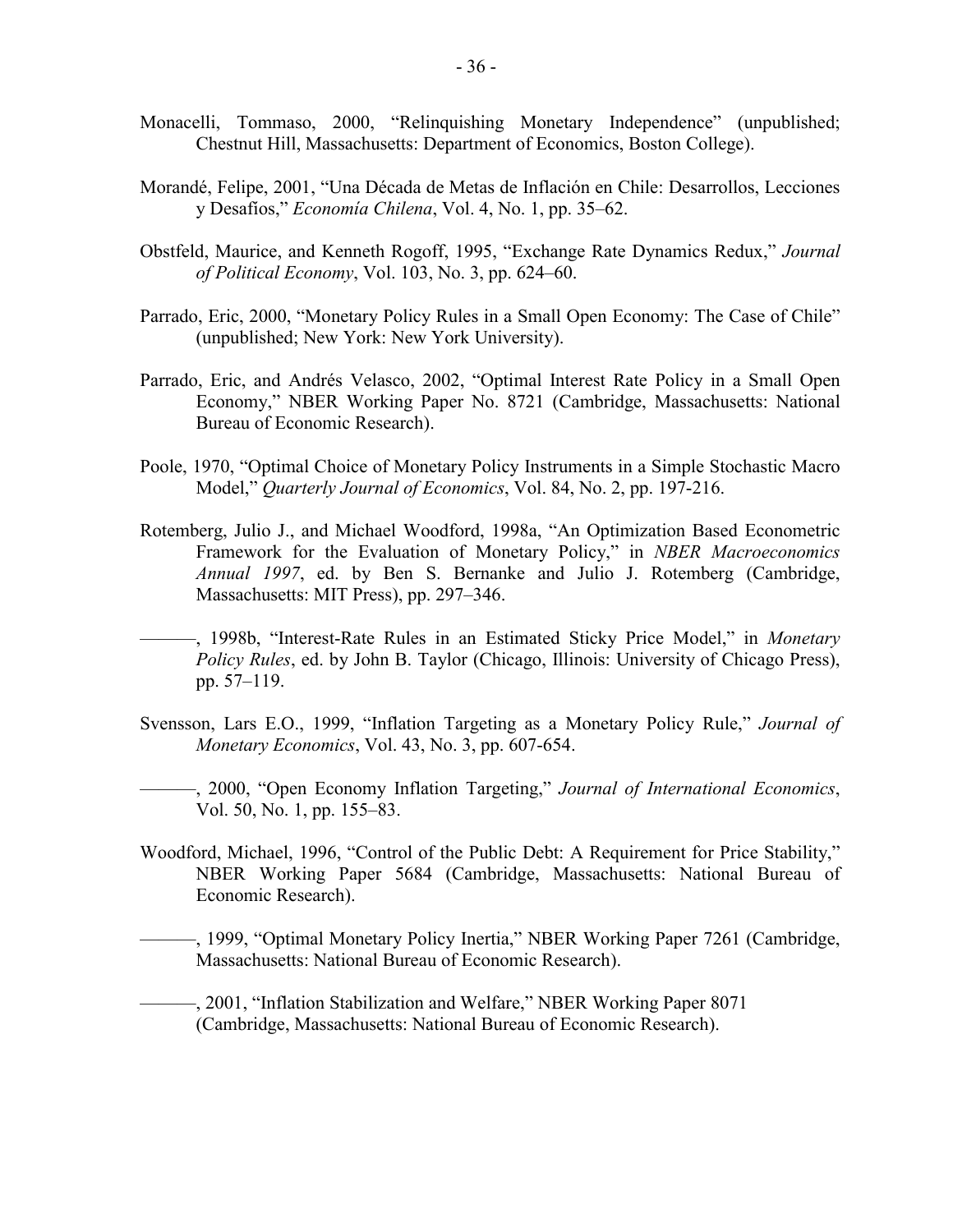Monacelli, Tommaso, 2000, "Relinquishing Monetary Independence" (unpublished; Chestnut Hill, Massachusetts: Department of Economics, Boston College).

Morandé, Felipe, 2001, "Una Década de Metas de Inflación en Chile: Desarrollos, Lecciones y Desafíos," *Economía Chilena*, Vol. 4, No. 1, pp. 35–62.

Obstfeld, Maurice, and Kenneth Rogoff, 1995, "Exchange Rate Dynamics Redux," *Journal of Political Economy*, Vol. 103, No. 3, pp. 624–60.

Parrado, Eric, 2000, "Monetary Policy Rules in a Small Open Economy: The Case of Chile" (unpublished; New York: New York University).

Parrado, Eric, and Andrés Velasco, 2002, "Optimal Interest Rate Policy in a Small Open Economy," NBER Working Paper No. 8721 (Cambridge, Massachusetts: National Bureau of Economic Research).

Poole, 1970, "Optimal Choice of Monetary Policy Instruments in a Simple Stochastic Macro Model," *Quarterly Journal of Economics*, Vol. 84, No. 2, pp. 197-216.

Rotemberg, Julio J., and Michael Woodford, 1998a, "An Optimization Based Econometric Framework for the Evaluation of Monetary Policy," in *NBER Macroeconomics Annual 1997*, ed. by Ben S. Bernanke and Julio J. Rotemberg (Cambridge, Massachusetts: MIT Press), pp. 297–346.

———, 1998b, "Interest-Rate Rules in an Estimated Sticky Price Model," in *Monetary Policy Rules*, ed. by John B. Taylor (Chicago, Illinois: University of Chicago Press), pp. 57–119.

Svensson, Lars E.O., 1999, "Inflation Targeting as a Monetary Policy Rule," *Journal of Monetary Economics*, Vol. 43, No. 3, pp. 607-654.

———, 2000, "Open Economy Inflation Targeting," *Journal of International Economics*, Vol. 50, No. 1, pp. 155–83.

Woodford, Michael, 1996, "Control of the Public Debt: A Requirement for Price Stability," NBER Working Paper 5684 (Cambridge, Massachusetts: National Bureau of Economic Research).

———, 1999, "Optimal Monetary Policy Inertia," NBER Working Paper 7261 (Cambridge, Massachusetts: National Bureau of Economic Research).

———, 2001, "Inflation Stabilization and Welfare," NBER Working Paper 8071 (Cambridge, Massachusetts: National Bureau of Economic Research).